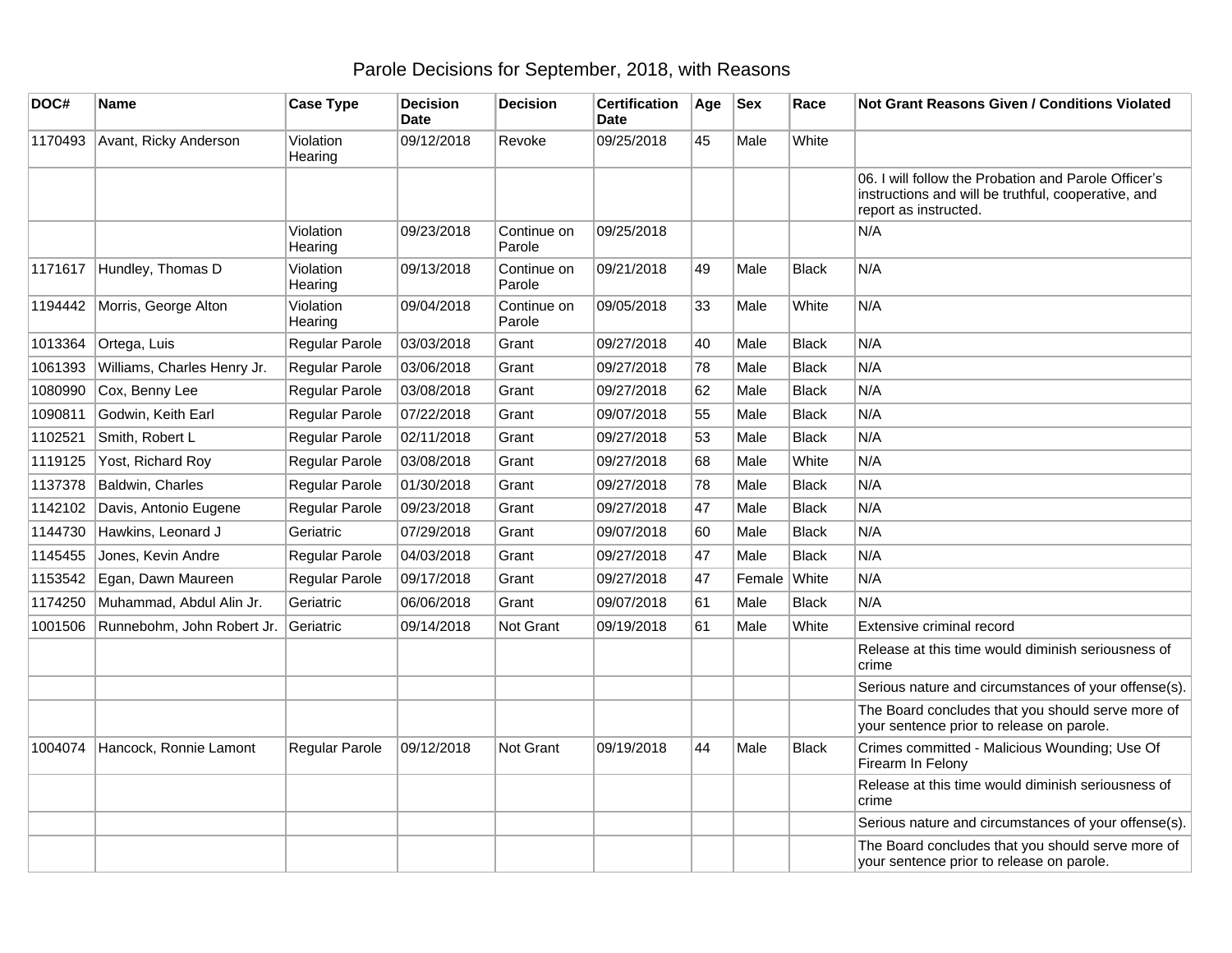# Parole Decisions for September, 2018, with Reasons

| DOC# | Name | Case Type | Decision Date | Decision | Certification Date | Age | Sex | Race | Not Grant Reasons Given / Conditions Violated |
|---|---|---|---|---|---|---|---|---|---|
| 1170493 | Avant, Ricky Anderson | Violation Hearing | 09/12/2018 | Revoke | 09/25/2018 | 45 | Male | White | |
| | | | | | | | | | 06. I will follow the Probation and Parole Officer's instructions and will be truthful, cooperative, and report as instructed. |
| | | Violation Hearing | 09/23/2018 | Continue on Parole | 09/25/2018 | | | | N/A |
| 1171617 | Hundley, Thomas D | Violation Hearing | 09/13/2018 | Continue on Parole | 09/21/2018 | 49 | Male | Black | N/A |
| 1194442 | Morris, George Alton | Violation Hearing | 09/04/2018 | Continue on Parole | 09/05/2018 | 33 | Male | White | N/A |
| 1013364 | Ortega, Luis | Regular Parole | 03/03/2018 | Grant | 09/27/2018 | 40 | Male | Black | N/A |
| 1061393 | Williams, Charles Henry Jr. | Regular Parole | 03/06/2018 | Grant | 09/27/2018 | 78 | Male | Black | N/A |
| 1080990 | Cox, Benny Lee | Regular Parole | 03/08/2018 | Grant | 09/27/2018 | 62 | Male | Black | N/A |
| 1090811 | Godwin, Keith Earl | Regular Parole | 07/22/2018 | Grant | 09/07/2018 | 55 | Male | Black | N/A |
| 1102521 | Smith, Robert L | Regular Parole | 02/11/2018 | Grant | 09/27/2018 | 53 | Male | Black | N/A |
| 1119125 | Yost, Richard Roy | Regular Parole | 03/08/2018 | Grant | 09/27/2018 | 68 | Male | White | N/A |
| 1137378 | Baldwin, Charles | Regular Parole | 01/30/2018 | Grant | 09/27/2018 | 78 | Male | Black | N/A |
| 1142102 | Davis, Antonio Eugene | Regular Parole | 09/23/2018 | Grant | 09/27/2018 | 47 | Male | Black | N/A |
| 1144730 | Hawkins, Leonard J | Geriatric | 07/29/2018 | Grant | 09/07/2018 | 60 | Male | Black | N/A |
| 1145455 | Jones, Kevin Andre | Regular Parole | 04/03/2018 | Grant | 09/27/2018 | 47 | Male | Black | N/A |
| 1153542 | Egan, Dawn Maureen | Regular Parole | 09/17/2018 | Grant | 09/27/2018 | 47 | Female | White | N/A |
| 1174250 | Muhammad, Abdul Alin Jr. | Geriatric | 06/06/2018 | Grant | 09/07/2018 | 61 | Male | Black | N/A |
| 1001506 | Runnebohm, John Robert Jr. | Geriatric | 09/14/2018 | Not Grant | 09/19/2018 | 61 | Male | White | Extensive criminal record |
| | | | | | | | | | Release at this time would diminish seriousness of crime |
| | | | | | | | | | Serious nature and circumstances of your offense(s). |
| | | | | | | | | | The Board concludes that you should serve more of your sentence prior to release on parole. |
| 1004074 | Hancock, Ronnie Lamont | Regular Parole | 09/12/2018 | Not Grant | 09/19/2018 | 44 | Male | Black | Crimes committed - Malicious Wounding; Use Of Firearm In Felony |
| | | | | | | | | | Release at this time would diminish seriousness of crime |
| | | | | | | | | | Serious nature and circumstances of your offense(s). |
| | | | | | | | | | The Board concludes that you should serve more of your sentence prior to release on parole. |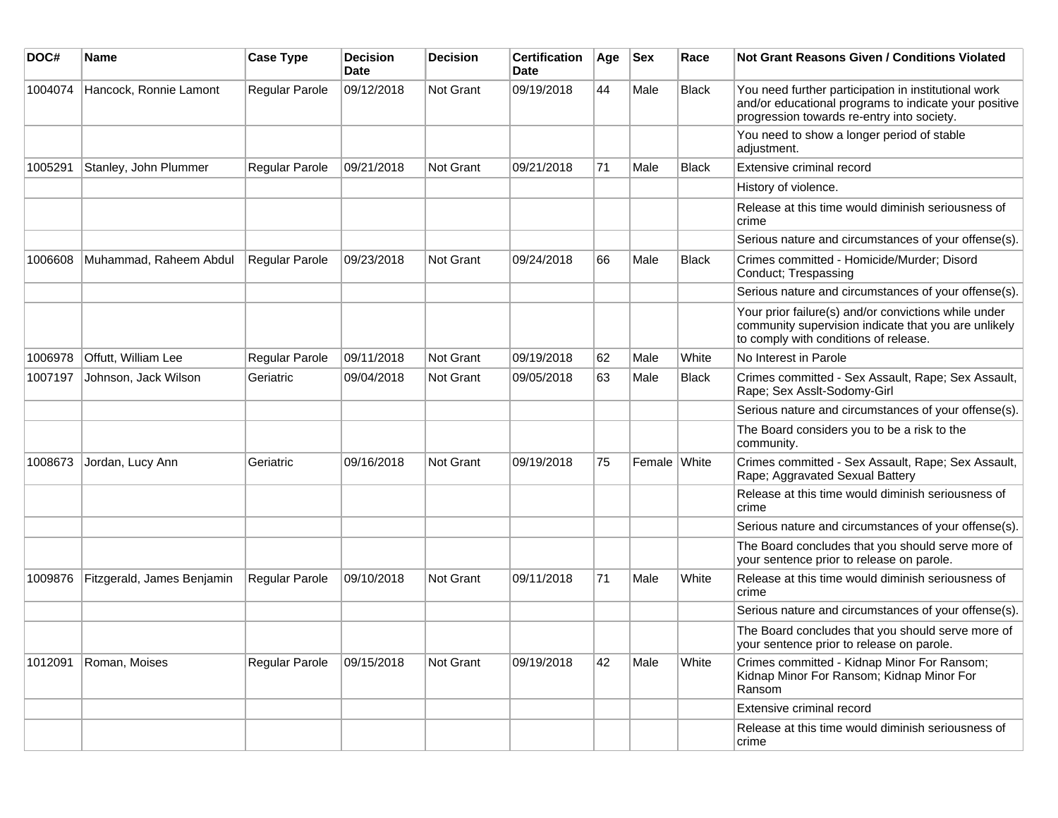| DOC# | Name | Case Type | Decision Date | Decision | Certification Date | Age | Sex | Race | Not Grant Reasons Given / Conditions Violated |
|---|---|---|---|---|---|---|---|---|---|
| 1004074 | Hancock, Ronnie Lamont | Regular Parole | 09/12/2018 | Not Grant | 09/19/2018 | 44 | Male | Black | You need further participation in institutional work and/or educational programs to indicate your positive progression towards re-entry into society. |
| | | | | | | | | | You need to show a longer period of stable adjustment. |
| 1005291 | Stanley, John Plummer | Regular Parole | 09/21/2018 | Not Grant | 09/21/2018 | 71 | Male | Black | Extensive criminal record |
| | | | | | | | | | History of violence. |
| | | | | | | | | | Release at this time would diminish seriousness of crime |
| | | | | | | | | | Serious nature and circumstances of your offense(s). |
| 1006608 | Muhammad, Raheem Abdul | Regular Parole | 09/23/2018 | Not Grant | 09/24/2018 | 66 | Male | Black | Crimes committed - Homicide/Murder; Disord Conduct; Trespassing |
| | | | | | | | | | Serious nature and circumstances of your offense(s). |
| | | | | | | | | | Your prior failure(s) and/or convictions while under community supervision indicate that you are unlikely to comply with conditions of release. |
| 1006978 | Offutt, William Lee | Regular Parole | 09/11/2018 | Not Grant | 09/19/2018 | 62 | Male | White | No Interest in Parole |
| 1007197 | Johnson, Jack Wilson | Geriatric | 09/04/2018 | Not Grant | 09/05/2018 | 63 | Male | Black | Crimes committed - Sex Assault, Rape; Sex Assault, Rape; Sex Asslt-Sodomy-Girl |
| | | | | | | | | | Serious nature and circumstances of your offense(s). |
| | | | | | | | | | The Board considers you to be a risk to the community. |
| 1008673 | Jordan, Lucy Ann | Geriatric | 09/16/2018 | Not Grant | 09/19/2018 | 75 | Female | White | Crimes committed - Sex Assault, Rape; Sex Assault, Rape; Aggravated Sexual Battery |
| | | | | | | | | | Release at this time would diminish seriousness of crime |
| | | | | | | | | | Serious nature and circumstances of your offense(s). |
| | | | | | | | | | The Board concludes that you should serve more of your sentence prior to release on parole. |
| 1009876 | Fitzgerald, James Benjamin | Regular Parole | 09/10/2018 | Not Grant | 09/11/2018 | 71 | Male | White | Release at this time would diminish seriousness of crime |
| | | | | | | | | | Serious nature and circumstances of your offense(s). |
| | | | | | | | | | The Board concludes that you should serve more of your sentence prior to release on parole. |
| 1012091 | Roman, Moises | Regular Parole | 09/15/2018 | Not Grant | 09/19/2018 | 42 | Male | White | Crimes committed - Kidnap Minor For Ransom; Kidnap Minor For Ransom; Kidnap Minor For Ransom |
| | | | | | | | | | Extensive criminal record |
| | | | | | | | | | Release at this time would diminish seriousness of crime |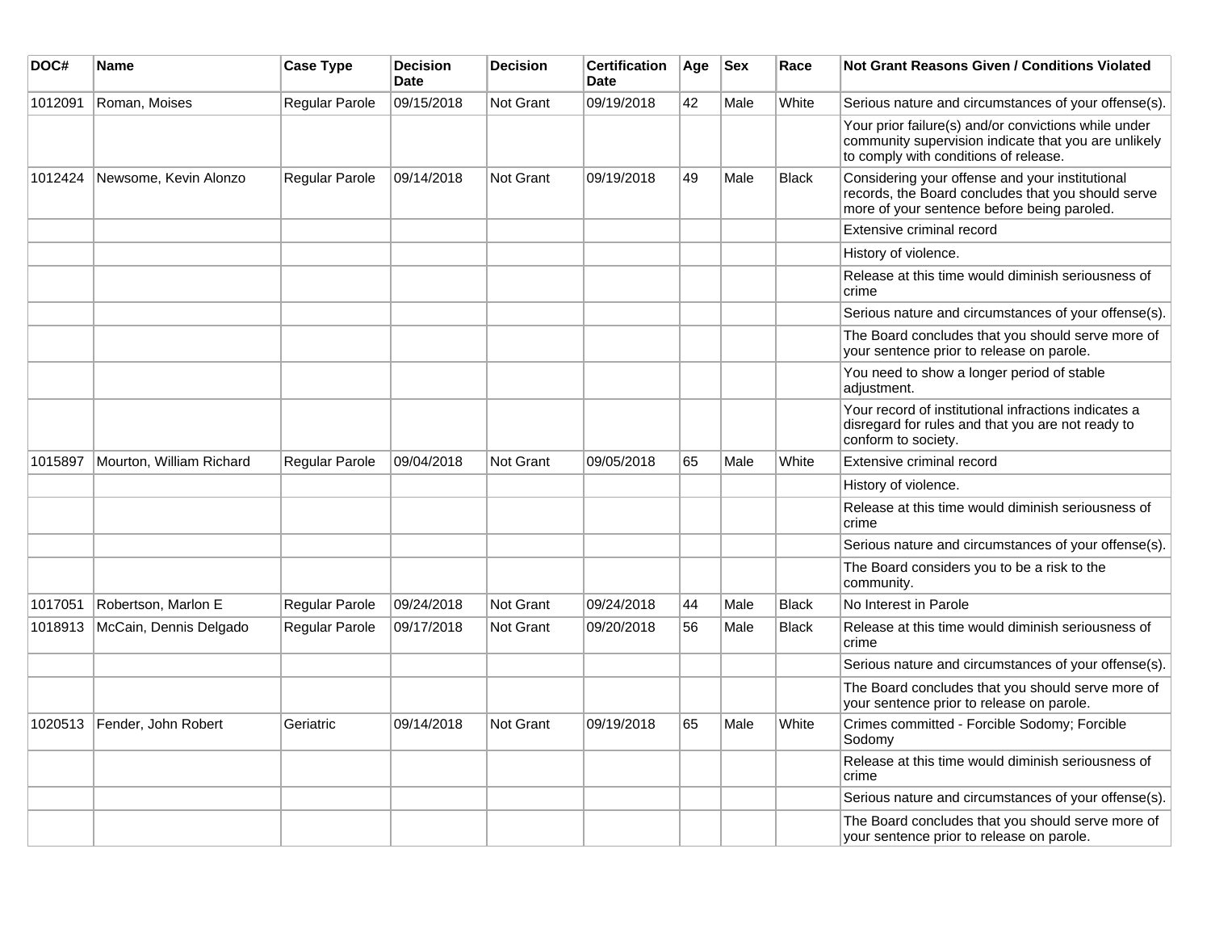| DOC# | Name | Case Type | Decision Date | Decision | Certification Date | Age | Sex | Race | Not Grant Reasons Given / Conditions Violated |
|---|---|---|---|---|---|---|---|---|---|
| 1012091 | Roman, Moises | Regular Parole | 09/15/2018 | Not Grant | 09/19/2018 | 42 | Male | White | Serious nature and circumstances of your offense(s). |
| | | | | | | | | | Your prior failure(s) and/or convictions while under community supervision indicate that you are unlikely to comply with conditions of release. |
| 1012424 | Newsome, Kevin Alonzo | Regular Parole | 09/14/2018 | Not Grant | 09/19/2018 | 49 | Male | Black | Considering your offense and your institutional records, the Board concludes that you should serve more of your sentence before being paroled. |
| | | | | | | | | | Extensive criminal record |
| | | | | | | | | | History of violence. |
| | | | | | | | | | Release at this time would diminish seriousness of crime |
| | | | | | | | | | Serious nature and circumstances of your offense(s). |
| | | | | | | | | | The Board concludes that you should serve more of your sentence prior to release on parole. |
| | | | | | | | | | You need to show a longer period of stable adjustment. |
| | | | | | | | | | Your record of institutional infractions indicates a disregard for rules and that you are not ready to conform to society. |
| 1015897 | Mourton, William Richard | Regular Parole | 09/04/2018 | Not Grant | 09/05/2018 | 65 | Male | White | Extensive criminal record |
| | | | | | | | | | History of violence. |
| | | | | | | | | | Release at this time would diminish seriousness of crime |
| | | | | | | | | | Serious nature and circumstances of your offense(s). |
| | | | | | | | | | The Board considers you to be a risk to the community. |
| 1017051 | Robertson, Marlon E | Regular Parole | 09/24/2018 | Not Grant | 09/24/2018 | 44 | Male | Black | No Interest in Parole |
| 1018913 | McCain, Dennis Delgado | Regular Parole | 09/17/2018 | Not Grant | 09/20/2018 | 56 | Male | Black | Release at this time would diminish seriousness of crime |
| | | | | | | | | | Serious nature and circumstances of your offense(s). |
| | | | | | | | | | The Board concludes that you should serve more of your sentence prior to release on parole. |
| 1020513 | Fender, John Robert | Geriatric | 09/14/2018 | Not Grant | 09/19/2018 | 65 | Male | White | Crimes committed - Forcible Sodomy; Forcible Sodomy |
| | | | | | | | | | Release at this time would diminish seriousness of crime |
| | | | | | | | | | Serious nature and circumstances of your offense(s). |
| | | | | | | | | | The Board concludes that you should serve more of your sentence prior to release on parole. |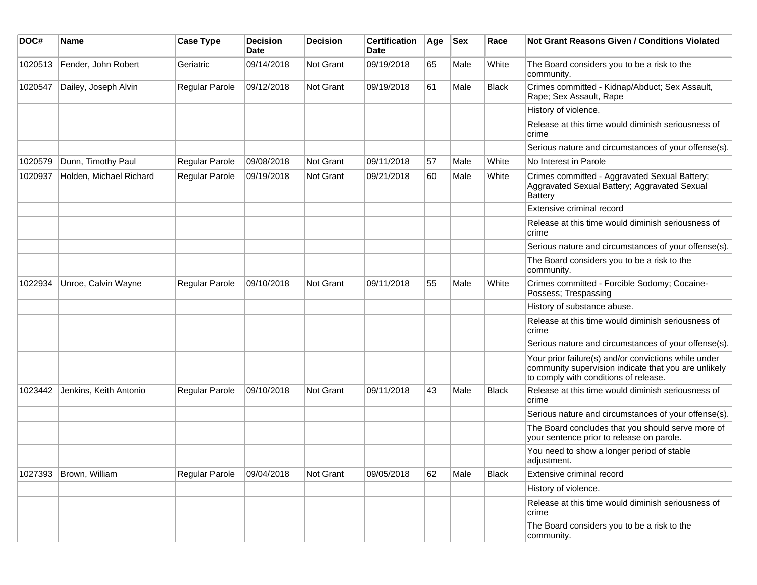| DOC# | Name | Case Type | Decision Date | Decision | Certification Date | Age | Sex | Race | Not Grant Reasons Given / Conditions Violated |
|---|---|---|---|---|---|---|---|---|---|
| 1020513 | Fender, John Robert | Geriatric | 09/14/2018 | Not Grant | 09/19/2018 | 65 | Male | White | The Board considers you to be a risk to the community. |
| 1020547 | Dailey, Joseph Alvin | Regular Parole | 09/12/2018 | Not Grant | 09/19/2018 | 61 | Male | Black | Crimes committed - Kidnap/Abduct; Sex Assault, Rape; Sex Assault, Rape |
| | | | | | | | | | History of violence. |
| | | | | | | | | | Release at this time would diminish seriousness of crime |
| | | | | | | | | | Serious nature and circumstances of your offense(s). |
| 1020579 | Dunn, Timothy Paul | Regular Parole | 09/08/2018 | Not Grant | 09/11/2018 | 57 | Male | White | No Interest in Parole |
| 1020937 | Holden, Michael Richard | Regular Parole | 09/19/2018 | Not Grant | 09/21/2018 | 60 | Male | White | Crimes committed - Aggravated Sexual Battery; Aggravated Sexual Battery; Aggravated Sexual Battery |
| | | | | | | | | | Extensive criminal record |
| | | | | | | | | | Release at this time would diminish seriousness of crime |
| | | | | | | | | | Serious nature and circumstances of your offense(s). |
| | | | | | | | | | The Board considers you to be a risk to the community. |
| 1022934 | Unroe, Calvin Wayne | Regular Parole | 09/10/2018 | Not Grant | 09/11/2018 | 55 | Male | White | Crimes committed - Forcible Sodomy; Cocaine-Possess; Trespassing |
| | | | | | | | | | History of substance abuse. |
| | | | | | | | | | Release at this time would diminish seriousness of crime |
| | | | | | | | | | Serious nature and circumstances of your offense(s). |
| | | | | | | | | | Your prior failure(s) and/or convictions while under community supervision indicate that you are unlikely to comply with conditions of release. |
| 1023442 | Jenkins, Keith Antonio | Regular Parole | 09/10/2018 | Not Grant | 09/11/2018 | 43 | Male | Black | Release at this time would diminish seriousness of crime |
| | | | | | | | | | Serious nature and circumstances of your offense(s). |
| | | | | | | | | | The Board concludes that you should serve more of your sentence prior to release on parole. |
| | | | | | | | | | You need to show a longer period of stable adjustment. |
| 1027393 | Brown, William | Regular Parole | 09/04/2018 | Not Grant | 09/05/2018 | 62 | Male | Black | Extensive criminal record |
| | | | | | | | | | History of violence. |
| | | | | | | | | | Release at this time would diminish seriousness of crime |
| | | | | | | | | | The Board considers you to be a risk to the community. |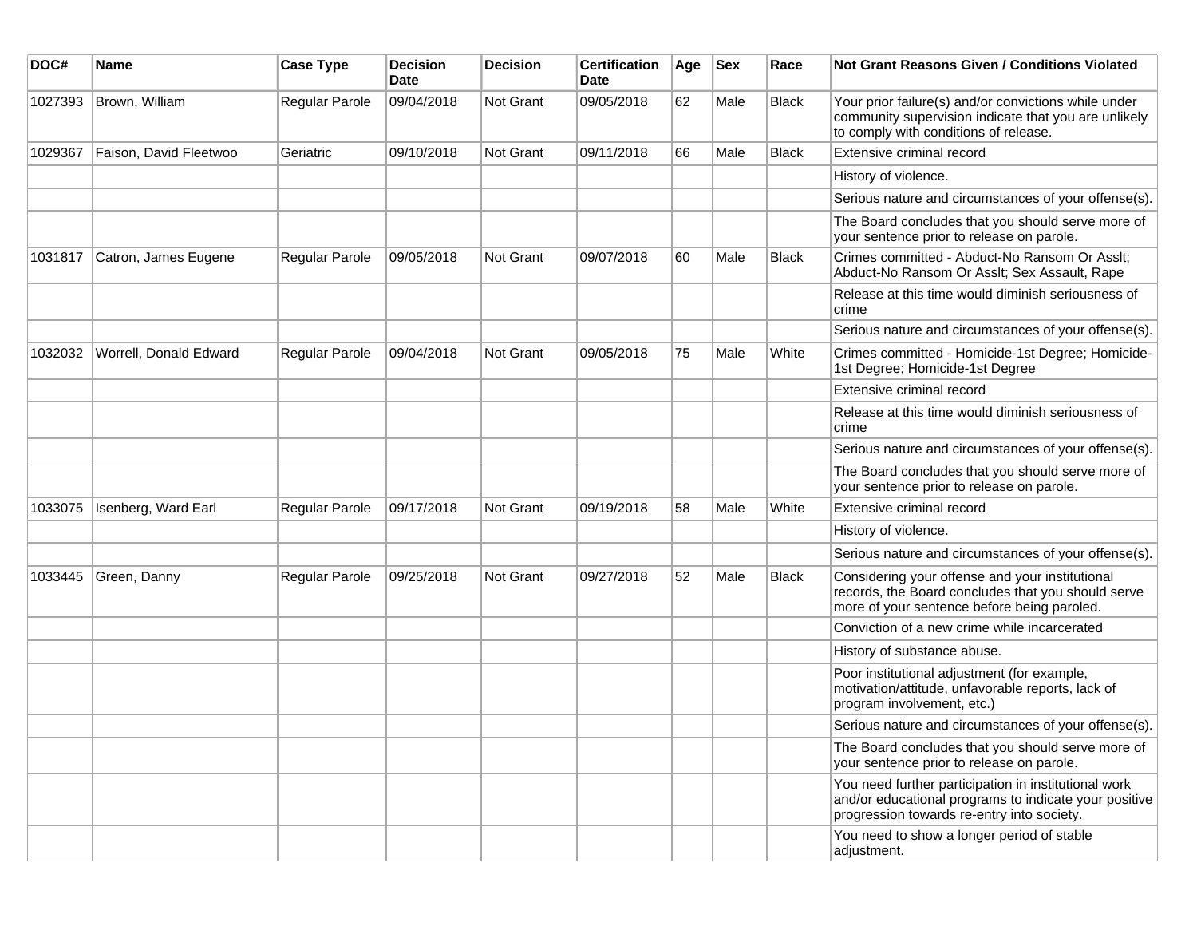| DOC# | Name | Case Type | Decision Date | Decision | Certification Date | Age | Sex | Race | Not Grant Reasons Given / Conditions Violated |
|---|---|---|---|---|---|---|---|---|---|
| 1027393 | Brown, William | Regular Parole | 09/04/2018 | Not Grant | 09/05/2018 | 62 | Male | Black | Your prior failure(s) and/or convictions while under community supervision indicate that you are unlikely to comply with conditions of release. |
| 1029367 | Faison, David Fleetwoo | Geriatric | 09/10/2018 | Not Grant | 09/11/2018 | 66 | Male | Black | Extensive criminal record |
| | | | | | | | | | History of violence. |
| | | | | | | | | | Serious nature and circumstances of your offense(s). |
| | | | | | | | | | The Board concludes that you should serve more of your sentence prior to release on parole. |
| 1031817 | Catron, James Eugene | Regular Parole | 09/05/2018 | Not Grant | 09/07/2018 | 60 | Male | Black | Crimes committed - Abduct-No Ransom Or Asslt; Abduct-No Ransom Or Asslt; Sex Assault, Rape |
| | | | | | | | | | Release at this time would diminish seriousness of crime |
| | | | | | | | | | Serious nature and circumstances of your offense(s). |
| 1032032 | Worrell, Donald Edward | Regular Parole | 09/04/2018 | Not Grant | 09/05/2018 | 75 | Male | White | Crimes committed - Homicide-1st Degree; Homicide-1st Degree; Homicide-1st Degree |
| | | | | | | | | | Extensive criminal record |
| | | | | | | | | | Release at this time would diminish seriousness of crime |
| | | | | | | | | | Serious nature and circumstances of your offense(s). |
| | | | | | | | | | The Board concludes that you should serve more of your sentence prior to release on parole. |
| 1033075 | Isenberg, Ward Earl | Regular Parole | 09/17/2018 | Not Grant | 09/19/2018 | 58 | Male | White | Extensive criminal record |
| | | | | | | | | | History of violence. |
| | | | | | | | | | Serious nature and circumstances of your offense(s). |
| 1033445 | Green, Danny | Regular Parole | 09/25/2018 | Not Grant | 09/27/2018 | 52 | Male | Black | Considering your offense and your institutional records, the Board concludes that you should serve more of your sentence before being paroled. |
| | | | | | | | | | Conviction of a new crime while incarcerated |
| | | | | | | | | | History of substance abuse. |
| | | | | | | | | | Poor institutional adjustment (for example, motivation/attitude, unfavorable reports, lack of program involvement, etc.) |
| | | | | | | | | | Serious nature and circumstances of your offense(s). |
| | | | | | | | | | The Board concludes that you should serve more of your sentence prior to release on parole. |
| | | | | | | | | | You need further participation in institutional work and/or educational programs to indicate your positive progression towards re-entry into society. |
| | | | | | | | | | You need to show a longer period of stable adjustment. |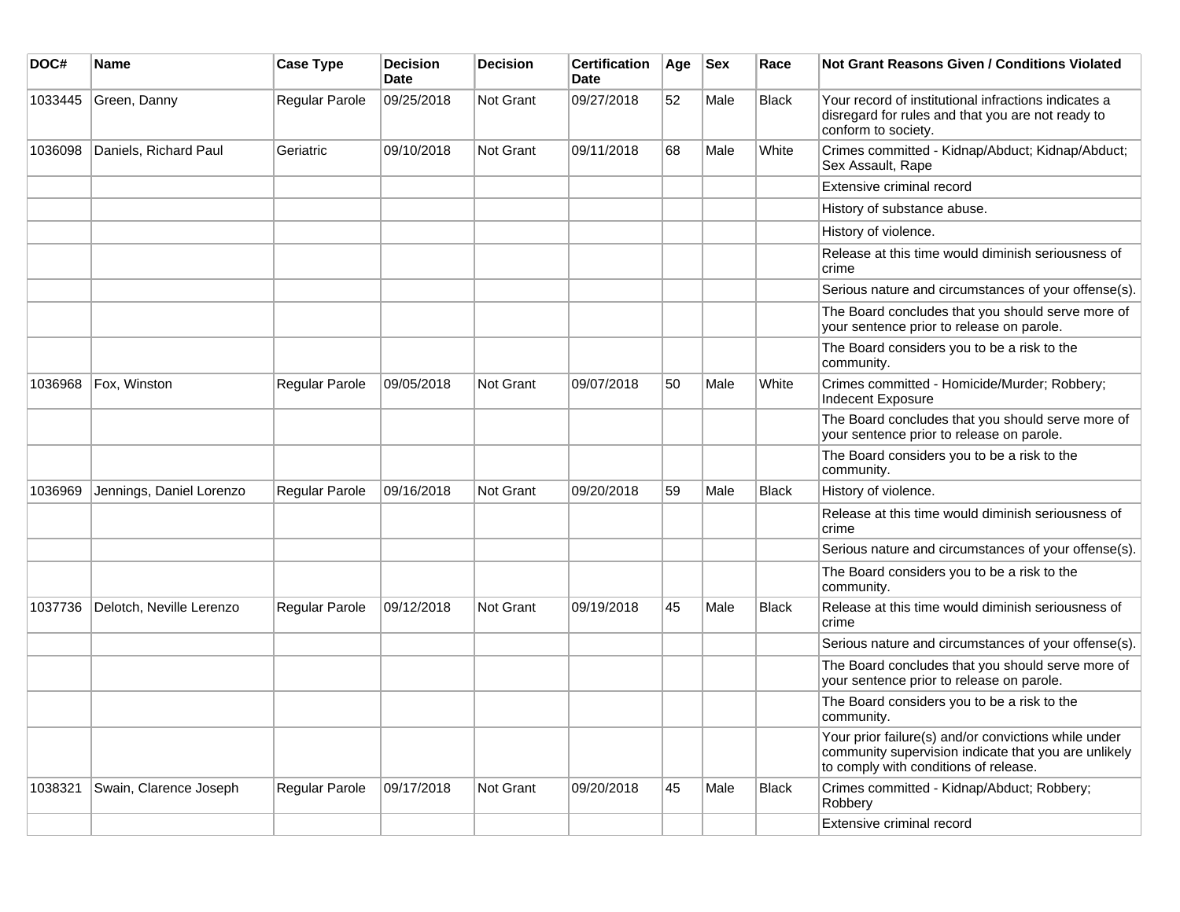| DOC# | Name | Case Type | Decision Date | Decision | Certification Date | Age | Sex | Race | Not Grant Reasons Given / Conditions Violated |
|---|---|---|---|---|---|---|---|---|---|
| 1033445 | Green, Danny | Regular Parole | 09/25/2018 | Not Grant | 09/27/2018 | 52 | Male | Black | Your record of institutional infractions indicates a disregard for rules and that you are not ready to conform to society. |
| 1036098 | Daniels, Richard Paul | Geriatric | 09/10/2018 | Not Grant | 09/11/2018 | 68 | Male | White | Crimes committed - Kidnap/Abduct; Kidnap/Abduct; Sex Assault, Rape |
| | | | | | | | | | Extensive criminal record |
| | | | | | | | | | History of substance abuse. |
| | | | | | | | | | History of violence. |
| | | | | | | | | | Release at this time would diminish seriousness of crime |
| | | | | | | | | | Serious nature and circumstances of your offense(s). |
| | | | | | | | | | The Board concludes that you should serve more of your sentence prior to release on parole. |
| | | | | | | | | | The Board considers you to be a risk to the community. |
| 1036968 | Fox, Winston | Regular Parole | 09/05/2018 | Not Grant | 09/07/2018 | 50 | Male | White | Crimes committed - Homicide/Murder; Robbery; Indecent Exposure |
| | | | | | | | | | The Board concludes that you should serve more of your sentence prior to release on parole. |
| | | | | | | | | | The Board considers you to be a risk to the community. |
| 1036969 | Jennings, Daniel Lorenzo | Regular Parole | 09/16/2018 | Not Grant | 09/20/2018 | 59 | Male | Black | History of violence. |
| | | | | | | | | | Release at this time would diminish seriousness of crime |
| | | | | | | | | | Serious nature and circumstances of your offense(s). |
| | | | | | | | | | The Board considers you to be a risk to the community. |
| 1037736 | Delotch, Neville Lerenzo | Regular Parole | 09/12/2018 | Not Grant | 09/19/2018 | 45 | Male | Black | Release at this time would diminish seriousness of crime |
| | | | | | | | | | Serious nature and circumstances of your offense(s). |
| | | | | | | | | | The Board concludes that you should serve more of your sentence prior to release on parole. |
| | | | | | | | | | The Board considers you to be a risk to the community. |
| | | | | | | | | | Your prior failure(s) and/or convictions while under community supervision indicate that you are unlikely to comply with conditions of release. |
| 1038321 | Swain, Clarence Joseph | Regular Parole | 09/17/2018 | Not Grant | 09/20/2018 | 45 | Male | Black | Crimes committed - Kidnap/Abduct; Robbery; Robbery |
| | | | | | | | | | Extensive criminal record |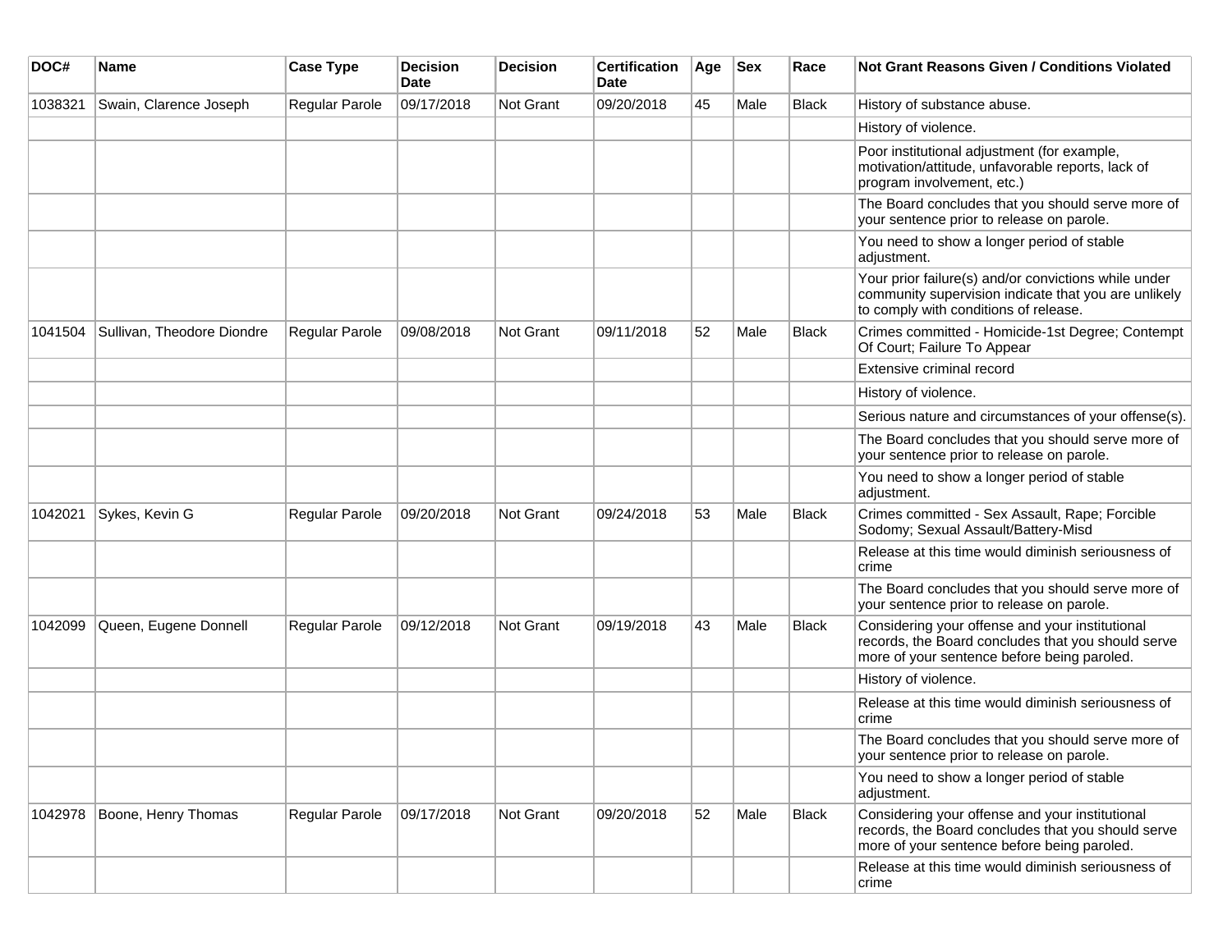| DOC# | Name | Case Type | Decision Date | Decision | Certification Date | Age | Sex | Race | Not Grant Reasons Given / Conditions Violated |
|---|---|---|---|---|---|---|---|---|---|
| 1038321 | Swain, Clarence Joseph | Regular Parole | 09/17/2018 | Not Grant | 09/20/2018 | 45 | Male | Black | History of substance abuse. |
| | | | | | | | | | History of violence. |
| | | | | | | | | | Poor institutional adjustment (for example, motivation/attitude, unfavorable reports, lack of program involvement, etc.) |
| | | | | | | | | | The Board concludes that you should serve more of your sentence prior to release on parole. |
| | | | | | | | | | You need to show a longer period of stable adjustment. |
| | | | | | | | | | Your prior failure(s) and/or convictions while under community supervision indicate that you are unlikely to comply with conditions of release. |
| 1041504 | Sullivan, Theodore Diondre | Regular Parole | 09/08/2018 | Not Grant | 09/11/2018 | 52 | Male | Black | Crimes committed - Homicide-1st Degree; Contempt Of Court; Failure To Appear |
| | | | | | | | | | Extensive criminal record |
| | | | | | | | | | History of violence. |
| | | | | | | | | | Serious nature and circumstances of your offense(s). |
| | | | | | | | | | The Board concludes that you should serve more of your sentence prior to release on parole. |
| | | | | | | | | | You need to show a longer period of stable adjustment. |
| 1042021 | Sykes, Kevin G | Regular Parole | 09/20/2018 | Not Grant | 09/24/2018 | 53 | Male | Black | Crimes committed - Sex Assault, Rape; Forcible Sodomy; Sexual Assault/Battery-Misd |
| | | | | | | | | | Release at this time would diminish seriousness of crime |
| | | | | | | | | | The Board concludes that you should serve more of your sentence prior to release on parole. |
| 1042099 | Queen, Eugene Donnell | Regular Parole | 09/12/2018 | Not Grant | 09/19/2018 | 43 | Male | Black | Considering your offense and your institutional records, the Board concludes that you should serve more of your sentence before being paroled. |
| | | | | | | | | | History of violence. |
| | | | | | | | | | Release at this time would diminish seriousness of crime |
| | | | | | | | | | The Board concludes that you should serve more of your sentence prior to release on parole. |
| | | | | | | | | | You need to show a longer period of stable adjustment. |
| 1042978 | Boone, Henry Thomas | Regular Parole | 09/17/2018 | Not Grant | 09/20/2018 | 52 | Male | Black | Considering your offense and your institutional records, the Board concludes that you should serve more of your sentence before being paroled. |
| | | | | | | | | | Release at this time would diminish seriousness of crime |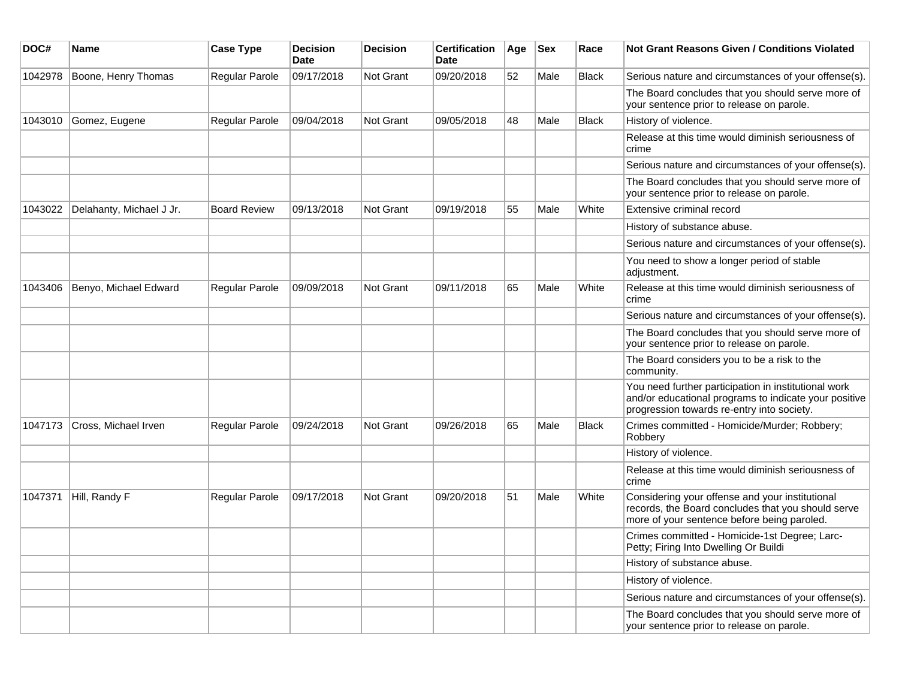| DOC# | Name | Case Type | Decision Date | Decision | Certification Date | Age | Sex | Race | Not Grant Reasons Given / Conditions Violated |
| --- | --- | --- | --- | --- | --- | --- | --- | --- | --- |
| 1042978 | Boone, Henry Thomas | Regular Parole | 09/17/2018 | Not Grant | 09/20/2018 | 52 | Male | Black | Serious nature and circumstances of your offense(s). |
| | | | | | | | | | The Board concludes that you should serve more of your sentence prior to release on parole. |
| 1043010 | Gomez, Eugene | Regular Parole | 09/04/2018 | Not Grant | 09/05/2018 | 48 | Male | Black | History of violence. |
| | | | | | | | | | Release at this time would diminish seriousness of crime |
| | | | | | | | | | Serious nature and circumstances of your offense(s). |
| | | | | | | | | | The Board concludes that you should serve more of your sentence prior to release on parole. |
| 1043022 | Delahanty, Michael J Jr. | Board Review | 09/13/2018 | Not Grant | 09/19/2018 | 55 | Male | White | Extensive criminal record |
| | | | | | | | | | History of substance abuse. |
| | | | | | | | | | Serious nature and circumstances of your offense(s). |
| | | | | | | | | | You need to show a longer period of stable adjustment. |
| 1043406 | Benyo, Michael Edward | Regular Parole | 09/09/2018 | Not Grant | 09/11/2018 | 65 | Male | White | Release at this time would diminish seriousness of crime |
| | | | | | | | | | Serious nature and circumstances of your offense(s). |
| | | | | | | | | | The Board concludes that you should serve more of your sentence prior to release on parole. |
| | | | | | | | | | The Board considers you to be a risk to the community. |
| | | | | | | | | | You need further participation in institutional work and/or educational programs to indicate your positive progression towards re-entry into society. |
| 1047173 | Cross, Michael Irven | Regular Parole | 09/24/2018 | Not Grant | 09/26/2018 | 65 | Male | Black | Crimes committed - Homicide/Murder; Robbery; Robbery |
| | | | | | | | | | History of violence. |
| | | | | | | | | | Release at this time would diminish seriousness of crime |
| 1047371 | Hill, Randy F | Regular Parole | 09/17/2018 | Not Grant | 09/20/2018 | 51 | Male | White | Considering your offense and your institutional records, the Board concludes that you should serve more of your sentence before being paroled. |
| | | | | | | | | | Crimes committed - Homicide-1st Degree; Larc-Petty; Firing Into Dwelling Or Buildi |
| | | | | | | | | | History of substance abuse. |
| | | | | | | | | | History of violence. |
| | | | | | | | | | Serious nature and circumstances of your offense(s). |
| | | | | | | | | | The Board concludes that you should serve more of your sentence prior to release on parole. |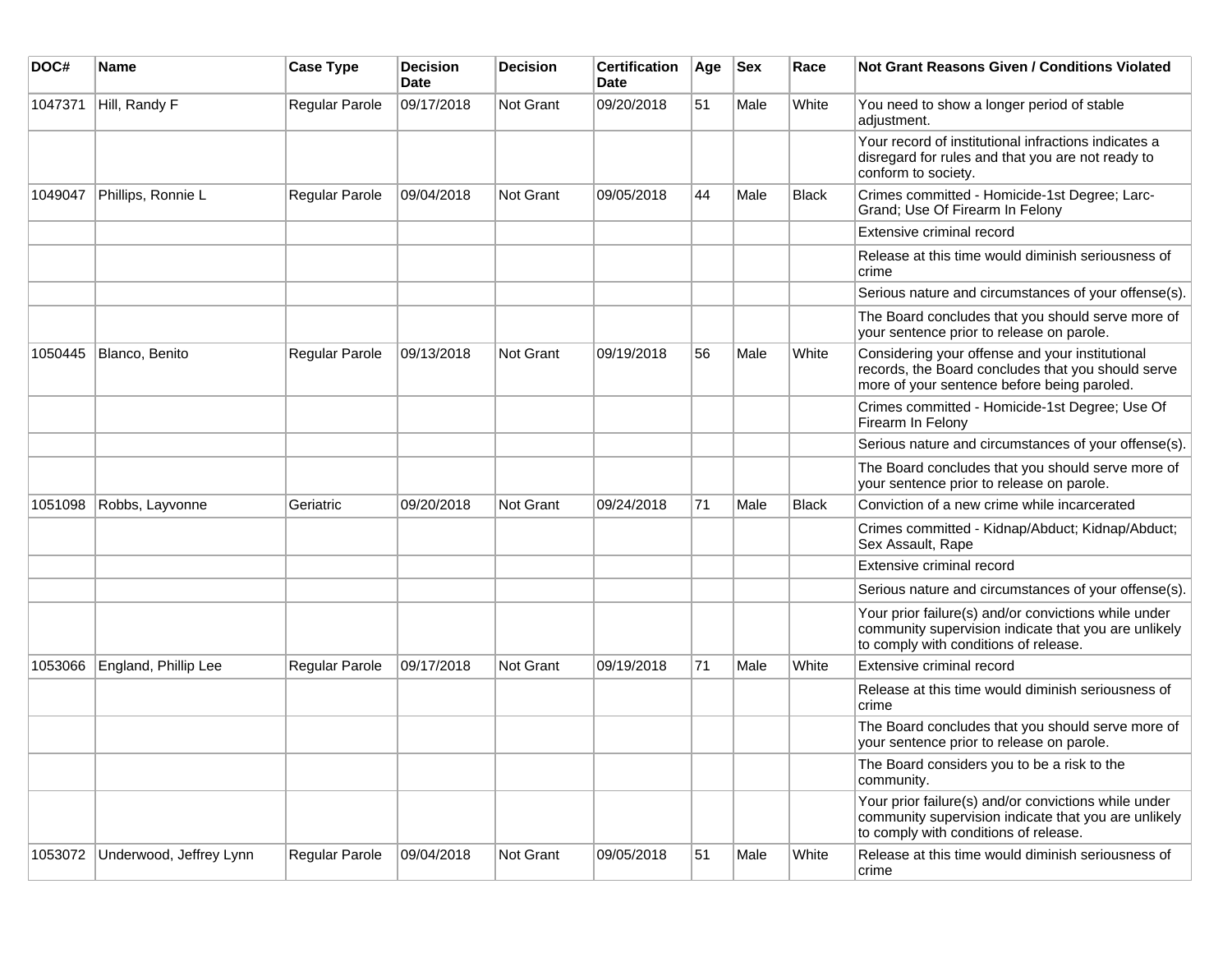| DOC# | Name | Case Type | Decision Date | Decision | Certification Date | Age | Sex | Race | Not Grant Reasons Given / Conditions Violated |
| --- | --- | --- | --- | --- | --- | --- | --- | --- | --- |
| 1047371 | Hill, Randy F | Regular Parole | 09/17/2018 | Not Grant | 09/20/2018 | 51 | Male | White | You need to show a longer period of stable adjustment. |
| | | | | | | | | | Your record of institutional infractions indicates a disregard for rules and that you are not ready to conform to society. |
| 1049047 | Phillips, Ronnie L | Regular Parole | 09/04/2018 | Not Grant | 09/05/2018 | 44 | Male | Black | Crimes committed - Homicide-1st Degree; Larc-Grand; Use Of Firearm In Felony |
| | | | | | | | | | Extensive criminal record |
| | | | | | | | | | Release at this time would diminish seriousness of crime |
| | | | | | | | | | Serious nature and circumstances of your offense(s). |
| | | | | | | | | | The Board concludes that you should serve more of your sentence prior to release on parole. |
| 1050445 | Blanco, Benito | Regular Parole | 09/13/2018 | Not Grant | 09/19/2018 | 56 | Male | White | Considering your offense and your institutional records, the Board concludes that you should serve more of your sentence before being paroled. |
| | | | | | | | | | Crimes committed - Homicide-1st Degree; Use Of Firearm In Felony |
| | | | | | | | | | Serious nature and circumstances of your offense(s). |
| | | | | | | | | | The Board concludes that you should serve more of your sentence prior to release on parole. |
| 1051098 | Robbs, Layvonne | Geriatric | 09/20/2018 | Not Grant | 09/24/2018 | 71 | Male | Black | Conviction of a new crime while incarcerated |
| | | | | | | | | | Crimes committed - Kidnap/Abduct; Kidnap/Abduct; Sex Assault, Rape |
| | | | | | | | | | Extensive criminal record |
| | | | | | | | | | Serious nature and circumstances of your offense(s). |
| | | | | | | | | | Your prior failure(s) and/or convictions while under community supervision indicate that you are unlikely to comply with conditions of release. |
| 1053066 | England, Phillip Lee | Regular Parole | 09/17/2018 | Not Grant | 09/19/2018 | 71 | Male | White | Extensive criminal record |
| | | | | | | | | | Release at this time would diminish seriousness of crime |
| | | | | | | | | | The Board concludes that you should serve more of your sentence prior to release on parole. |
| | | | | | | | | | The Board considers you to be a risk to the community. |
| | | | | | | | | | Your prior failure(s) and/or convictions while under community supervision indicate that you are unlikely to comply with conditions of release. |
| 1053072 | Underwood, Jeffrey Lynn | Regular Parole | 09/04/2018 | Not Grant | 09/05/2018 | 51 | Male | White | Release at this time would diminish seriousness of crime |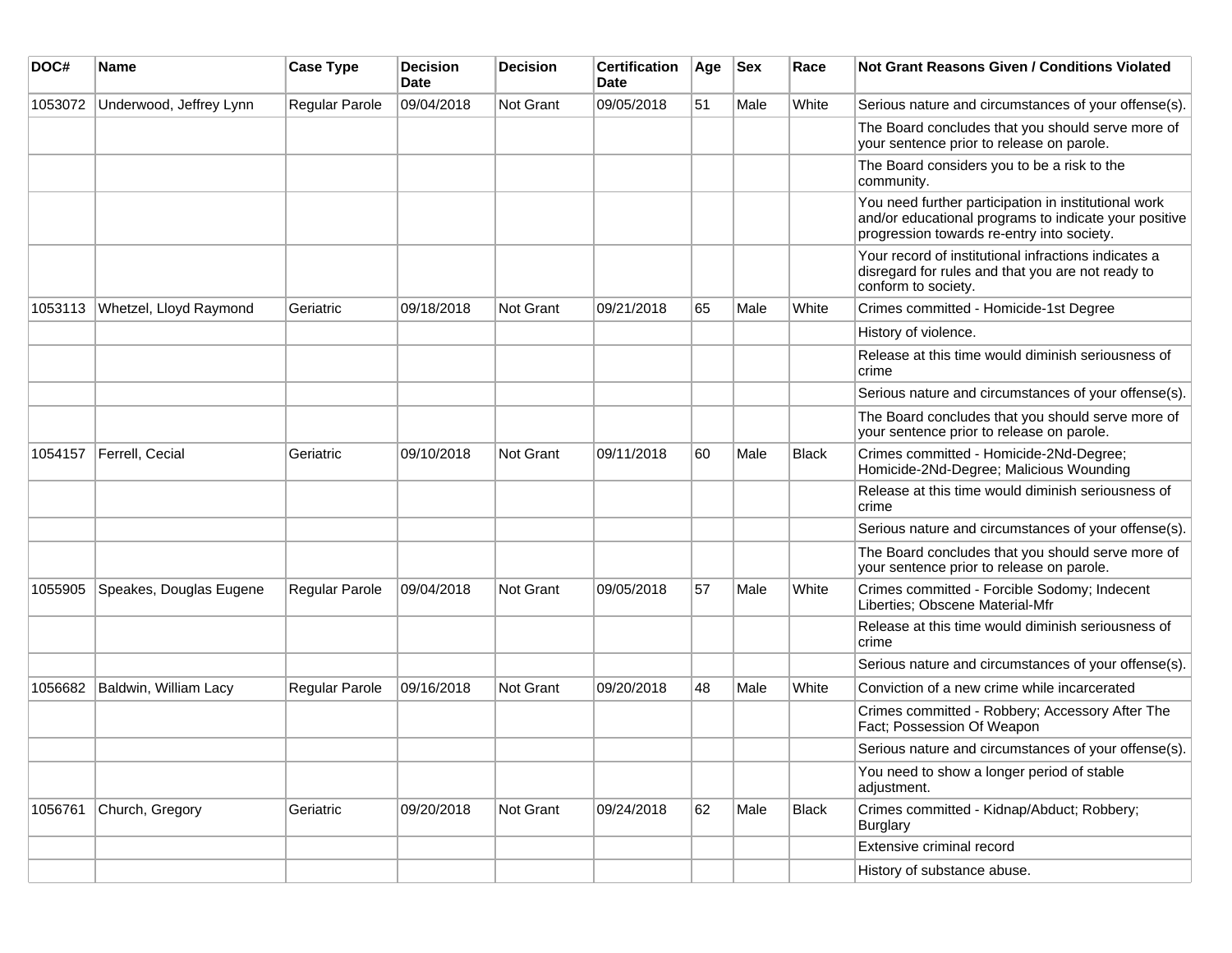| DOC# | Name | Case Type | Decision Date | Decision | Certification Date | Age | Sex | Race | Not Grant Reasons Given / Conditions Violated |
| --- | --- | --- | --- | --- | --- | --- | --- | --- | --- |
| 1053072 | Underwood, Jeffrey Lynn | Regular Parole | 09/04/2018 | Not Grant | 09/05/2018 | 51 | Male | White | Serious nature and circumstances of your offense(s). |
| | | | | | | | | | The Board concludes that you should serve more of your sentence prior to release on parole. |
| | | | | | | | | | The Board considers you to be a risk to the community. |
| | | | | | | | | | You need further participation in institutional work and/or educational programs to indicate your positive progression towards re-entry into society. |
| | | | | | | | | | Your record of institutional infractions indicates a disregard for rules and that you are not ready to conform to society. |
| 1053113 | Whetzel, Lloyd Raymond | Geriatric | 09/18/2018 | Not Grant | 09/21/2018 | 65 | Male | White | Crimes committed - Homicide-1st Degree |
| | | | | | | | | | History of violence. |
| | | | | | | | | | Release at this time would diminish seriousness of crime |
| | | | | | | | | | Serious nature and circumstances of your offense(s). |
| | | | | | | | | | The Board concludes that you should serve more of your sentence prior to release on parole. |
| 1054157 | Ferrell, Cecial | Geriatric | 09/10/2018 | Not Grant | 09/11/2018 | 60 | Male | Black | Crimes committed - Homicide-2Nd-Degree; Homicide-2Nd-Degree; Malicious Wounding |
| | | | | | | | | | Release at this time would diminish seriousness of crime |
| | | | | | | | | | Serious nature and circumstances of your offense(s). |
| | | | | | | | | | The Board concludes that you should serve more of your sentence prior to release on parole. |
| 1055905 | Speakes, Douglas Eugene | Regular Parole | 09/04/2018 | Not Grant | 09/05/2018 | 57 | Male | White | Crimes committed - Forcible Sodomy; Indecent Liberties; Obscene Material-Mfr |
| | | | | | | | | | Release at this time would diminish seriousness of crime |
| | | | | | | | | | Serious nature and circumstances of your offense(s). |
| 1056682 | Baldwin, William Lacy | Regular Parole | 09/16/2018 | Not Grant | 09/20/2018 | 48 | Male | White | Conviction of a new crime while incarcerated |
| | | | | | | | | | Crimes committed - Robbery; Accessory After The Fact; Possession Of Weapon |
| | | | | | | | | | Serious nature and circumstances of your offense(s). |
| | | | | | | | | | You need to show a longer period of stable adjustment. |
| 1056761 | Church, Gregory | Geriatric | 09/20/2018 | Not Grant | 09/24/2018 | 62 | Male | Black | Crimes committed - Kidnap/Abduct; Robbery; Burglary |
| | | | | | | | | | Extensive criminal record |
| | | | | | | | | | History of substance abuse. |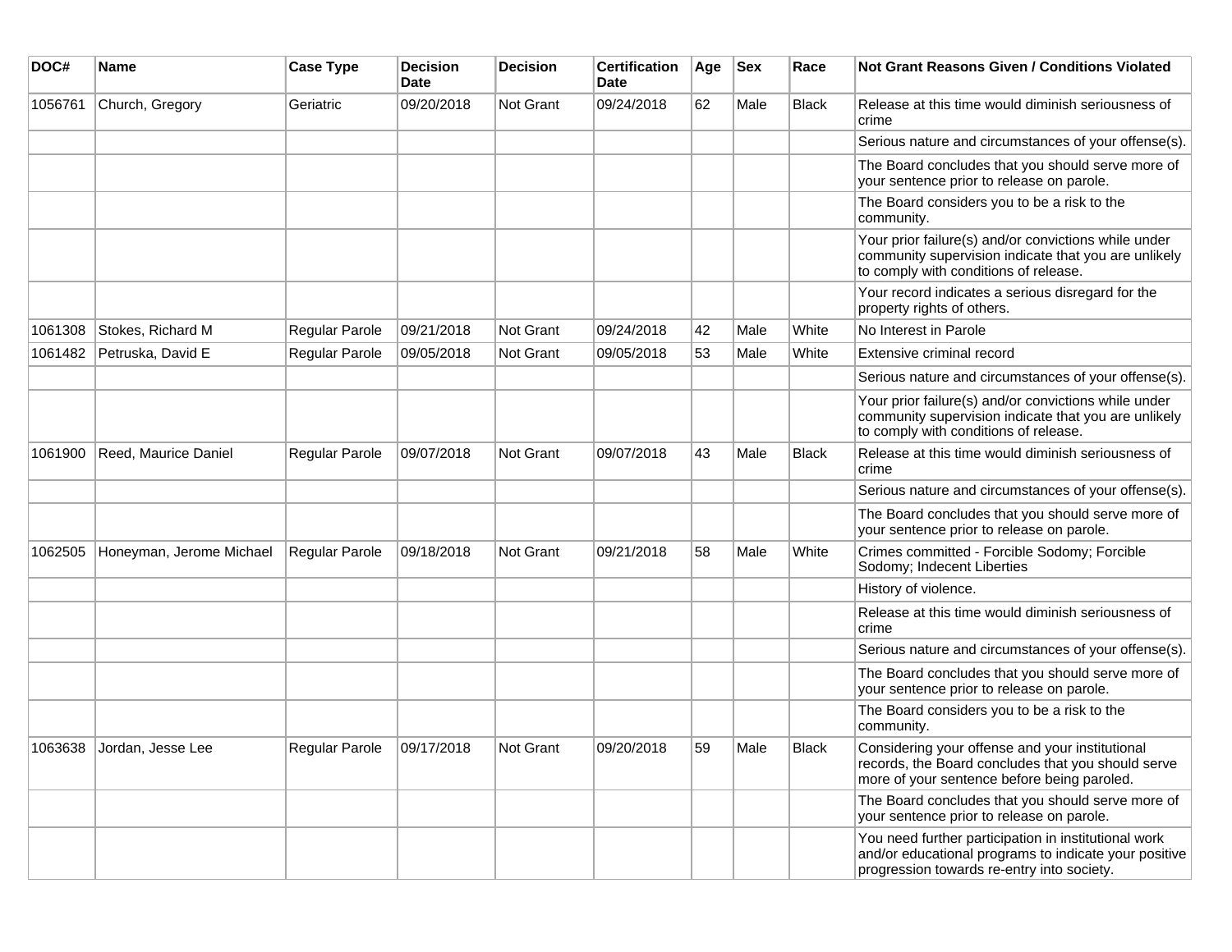| DOC# | Name | Case Type | Decision Date | Decision | Certification Date | Age | Sex | Race | Not Grant Reasons Given / Conditions Violated |
|---|---|---|---|---|---|---|---|---|---|
| 1056761 | Church, Gregory | Geriatric | 09/20/2018 | Not Grant | 09/24/2018 | 62 | Male | Black | Release at this time would diminish seriousness of crime |
| | | | | | | | | | Serious nature and circumstances of your offense(s). |
| | | | | | | | | | The Board concludes that you should serve more of your sentence prior to release on parole. |
| | | | | | | | | | The Board considers you to be a risk to the community. |
| | | | | | | | | | Your prior failure(s) and/or convictions while under community supervision indicate that you are unlikely to comply with conditions of release. |
| | | | | | | | | | Your record indicates a serious disregard for the property rights of others. |
| 1061308 | Stokes, Richard M | Regular Parole | 09/21/2018 | Not Grant | 09/24/2018 | 42 | Male | White | No Interest in Parole |
| 1061482 | Petruska, David E | Regular Parole | 09/05/2018 | Not Grant | 09/05/2018 | 53 | Male | White | Extensive criminal record |
| | | | | | | | | | Serious nature and circumstances of your offense(s). |
| | | | | | | | | | Your prior failure(s) and/or convictions while under community supervision indicate that you are unlikely to comply with conditions of release. |
| 1061900 | Reed, Maurice Daniel | Regular Parole | 09/07/2018 | Not Grant | 09/07/2018 | 43 | Male | Black | Release at this time would diminish seriousness of crime |
| | | | | | | | | | Serious nature and circumstances of your offense(s). |
| | | | | | | | | | The Board concludes that you should serve more of your sentence prior to release on parole. |
| 1062505 | Honeyman, Jerome Michael | Regular Parole | 09/18/2018 | Not Grant | 09/21/2018 | 58 | Male | White | Crimes committed - Forcible Sodomy; Forcible Sodomy; Indecent Liberties |
| | | | | | | | | | History of violence. |
| | | | | | | | | | Release at this time would diminish seriousness of crime |
| | | | | | | | | | Serious nature and circumstances of your offense(s). |
| | | | | | | | | | The Board concludes that you should serve more of your sentence prior to release on parole. |
| | | | | | | | | | The Board considers you to be a risk to the community. |
| 1063638 | Jordan, Jesse Lee | Regular Parole | 09/17/2018 | Not Grant | 09/20/2018 | 59 | Male | Black | Considering your offense and your institutional records, the Board concludes that you should serve more of your sentence before being paroled. |
| | | | | | | | | | The Board concludes that you should serve more of your sentence prior to release on parole. |
| | | | | | | | | | You need further participation in institutional work and/or educational programs to indicate your positive progression towards re-entry into society. |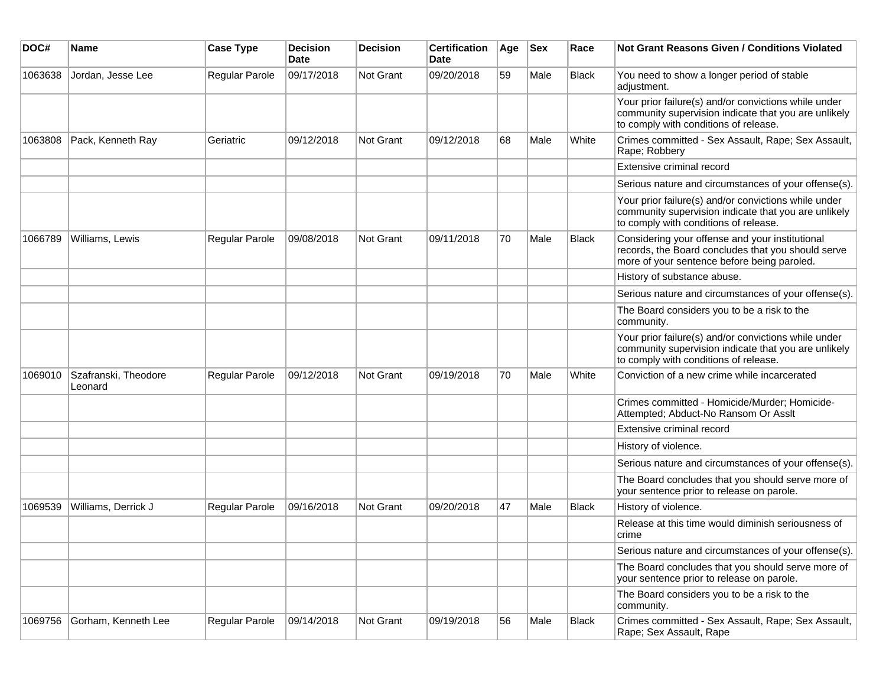| DOC# | Name | Case Type | Decision Date | Decision | Certification Date | Age | Sex | Race | Not Grant Reasons Given / Conditions Violated |
|---|---|---|---|---|---|---|---|---|---|
| 1063638 | Jordan, Jesse Lee | Regular Parole | 09/17/2018 | Not Grant | 09/20/2018 | 59 | Male | Black | You need to show a longer period of stable adjustment. |
| | | | | | | | | | Your prior failure(s) and/or convictions while under community supervision indicate that you are unlikely to comply with conditions of release. |
| 1063808 | Pack, Kenneth Ray | Geriatric | 09/12/2018 | Not Grant | 09/12/2018 | 68 | Male | White | Crimes committed - Sex Assault, Rape; Sex Assault, Rape; Robbery |
| | | | | | | | | | Extensive criminal record |
| | | | | | | | | | Serious nature and circumstances of your offense(s). |
| | | | | | | | | | Your prior failure(s) and/or convictions while under community supervision indicate that you are unlikely to comply with conditions of release. |
| 1066789 | Williams, Lewis | Regular Parole | 09/08/2018 | Not Grant | 09/11/2018 | 70 | Male | Black | Considering your offense and your institutional records, the Board concludes that you should serve more of your sentence before being paroled. |
| | | | | | | | | | History of substance abuse. |
| | | | | | | | | | Serious nature and circumstances of your offense(s). |
| | | | | | | | | | The Board considers you to be a risk to the community. |
| | | | | | | | | | Your prior failure(s) and/or convictions while under community supervision indicate that you are unlikely to comply with conditions of release. |
| 1069010 | Szafranski, Theodore Leonard | Regular Parole | 09/12/2018 | Not Grant | 09/19/2018 | 70 | Male | White | Conviction of a new crime while incarcerated |
| | | | | | | | | | Crimes committed - Homicide/Murder; Homicide-Attempted; Abduct-No Ransom Or Asslt |
| | | | | | | | | | Extensive criminal record |
| | | | | | | | | | History of violence. |
| | | | | | | | | | Serious nature and circumstances of your offense(s). |
| | | | | | | | | | The Board concludes that you should serve more of your sentence prior to release on parole. |
| 1069539 | Williams, Derrick J | Regular Parole | 09/16/2018 | Not Grant | 09/20/2018 | 47 | Male | Black | History of violence. |
| | | | | | | | | | Release at this time would diminish seriousness of crime |
| | | | | | | | | | Serious nature and circumstances of your offense(s). |
| | | | | | | | | | The Board concludes that you should serve more of your sentence prior to release on parole. |
| | | | | | | | | | The Board considers you to be a risk to the community. |
| 1069756 | Gorham, Kenneth Lee | Regular Parole | 09/14/2018 | Not Grant | 09/19/2018 | 56 | Male | Black | Crimes committed - Sex Assault, Rape; Sex Assault, Rape; Sex Assault, Rape |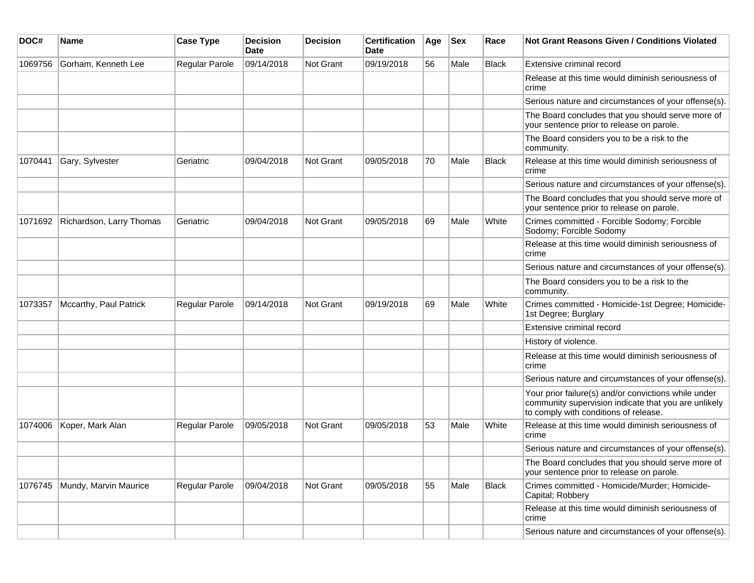| DOC# | Name | Case Type | Decision Date | Decision | Certification Date | Age | Sex | Race | Not Grant Reasons Given / Conditions Violated |
|---|---|---|---|---|---|---|---|---|---|
| 1069756 | Gorham, Kenneth Lee | Regular Parole | 09/14/2018 | Not Grant | 09/19/2018 | 56 | Male | Black | Extensive criminal record |
| | | | | | | | | | Release at this time would diminish seriousness of crime |
| | | | | | | | | | Serious nature and circumstances of your offense(s). |
| | | | | | | | | | The Board concludes that you should serve more of your sentence prior to release on parole. |
| | | | | | | | | | The Board considers you to be a risk to the community. |
| 1070441 | Gary, Sylvester | Geriatric | 09/04/2018 | Not Grant | 09/05/2018 | 70 | Male | Black | Release at this time would diminish seriousness of crime |
| | | | | | | | | | Serious nature and circumstances of your offense(s). |
| | | | | | | | | | The Board concludes that you should serve more of your sentence prior to release on parole. |
| 1071692 | Richardson, Larry Thomas | Geriatric | 09/04/2018 | Not Grant | 09/05/2018 | 69 | Male | White | Crimes committed - Forcible Sodomy; Forcible Sodomy; Forcible Sodomy |
| | | | | | | | | | Release at this time would diminish seriousness of crime |
| | | | | | | | | | Serious nature and circumstances of your offense(s). |
| | | | | | | | | | The Board considers you to be a risk to the community. |
| 1073357 | Mccarthy, Paul Patrick | Regular Parole | 09/14/2018 | Not Grant | 09/19/2018 | 69 | Male | White | Crimes committed - Homicide-1st Degree; Homicide-1st Degree; Burglary |
| | | | | | | | | | Extensive criminal record |
| | | | | | | | | | History of violence. |
| | | | | | | | | | Release at this time would diminish seriousness of crime |
| | | | | | | | | | Serious nature and circumstances of your offense(s). |
| | | | | | | | | | Your prior failure(s) and/or convictions while under community supervision indicate that you are unlikely to comply with conditions of release. |
| 1074006 | Koper, Mark Alan | Regular Parole | 09/05/2018 | Not Grant | 09/05/2018 | 53 | Male | White | Release at this time would diminish seriousness of crime |
| | | | | | | | | | Serious nature and circumstances of your offense(s). |
| | | | | | | | | | The Board concludes that you should serve more of your sentence prior to release on parole. |
| 1076745 | Mundy, Marvin Maurice | Regular Parole | 09/04/2018 | Not Grant | 09/05/2018 | 55 | Male | Black | Crimes committed - Homicide/Murder; Homicide-Capital; Robbery |
| | | | | | | | | | Release at this time would diminish seriousness of crime |
| | | | | | | | | | Serious nature and circumstances of your offense(s). |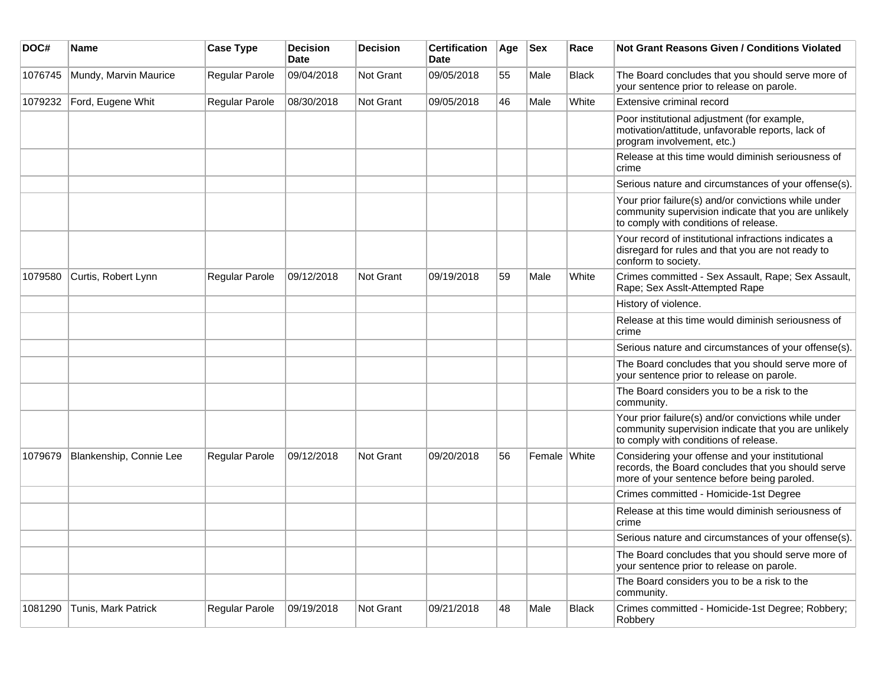| DOC# | Name | Case Type | Decision Date | Decision | Certification Date | Age | Sex | Race | Not Grant Reasons Given / Conditions Violated |
|---|---|---|---|---|---|---|---|---|---|
| 1076745 | Mundy, Marvin Maurice | Regular Parole | 09/04/2018 | Not Grant | 09/05/2018 | 55 | Male | Black | The Board concludes that you should serve more of your sentence prior to release on parole. |
| 1079232 | Ford, Eugene Whit | Regular Parole | 08/30/2018 | Not Grant | 09/05/2018 | 46 | Male | White | Extensive criminal record |
| | | | | | | | | | Poor institutional adjustment (for example, motivation/attitude, unfavorable reports, lack of program involvement, etc.) |
| | | | | | | | | | Release at this time would diminish seriousness of crime |
| | | | | | | | | | Serious nature and circumstances of your offense(s). |
| | | | | | | | | | Your prior failure(s) and/or convictions while under community supervision indicate that you are unlikely to comply with conditions of release. |
| | | | | | | | | | Your record of institutional infractions indicates a disregard for rules and that you are not ready to conform to society. |
| 1079580 | Curtis, Robert Lynn | Regular Parole | 09/12/2018 | Not Grant | 09/19/2018 | 59 | Male | White | Crimes committed - Sex Assault, Rape; Sex Assault, Rape; Sex Asslt-Attempted Rape |
| | | | | | | | | | History of violence. |
| | | | | | | | | | Release at this time would diminish seriousness of crime |
| | | | | | | | | | Serious nature and circumstances of your offense(s). |
| | | | | | | | | | The Board concludes that you should serve more of your sentence prior to release on parole. |
| | | | | | | | | | The Board considers you to be a risk to the community. |
| | | | | | | | | | Your prior failure(s) and/or convictions while under community supervision indicate that you are unlikely to comply with conditions of release. |
| 1079679 | Blankenship, Connie Lee | Regular Parole | 09/12/2018 | Not Grant | 09/20/2018 | 56 | Female | White | Considering your offense and your institutional records, the Board concludes that you should serve more of your sentence before being paroled. |
| | | | | | | | | | Crimes committed - Homicide-1st Degree |
| | | | | | | | | | Release at this time would diminish seriousness of crime |
| | | | | | | | | | Serious nature and circumstances of your offense(s). |
| | | | | | | | | | The Board concludes that you should serve more of your sentence prior to release on parole. |
| | | | | | | | | | The Board considers you to be a risk to the community. |
| 1081290 | Tunis, Mark Patrick | Regular Parole | 09/19/2018 | Not Grant | 09/21/2018 | 48 | Male | Black | Crimes committed - Homicide-1st Degree; Robbery; Robbery |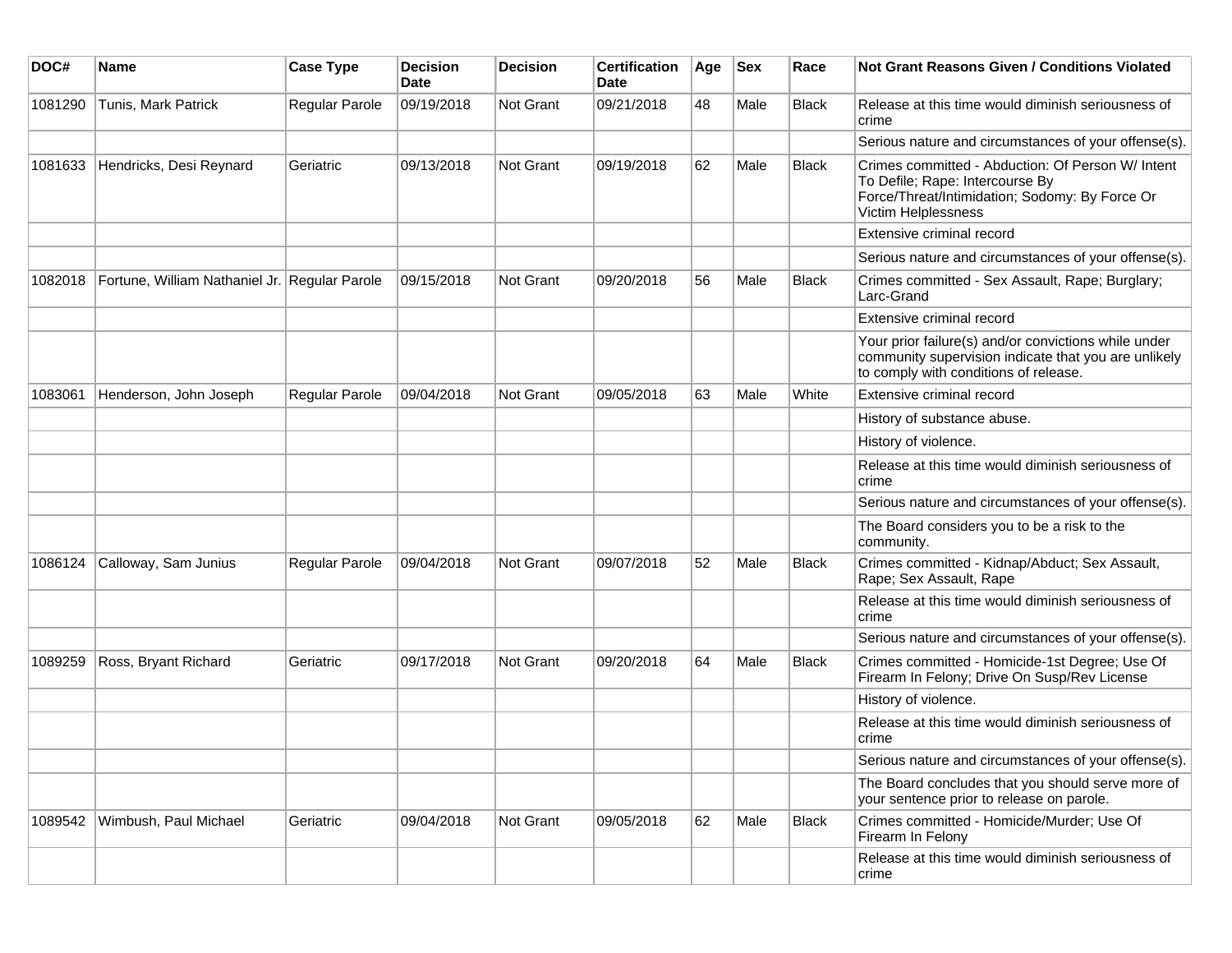| DOC# | Name | Case Type | Decision Date | Decision | Certification Date | Age | Sex | Race | Not Grant Reasons Given / Conditions Violated |
|---|---|---|---|---|---|---|---|---|---|
| 1081290 | Tunis, Mark Patrick | Regular Parole | 09/19/2018 | Not Grant | 09/21/2018 | 48 | Male | Black | Release at this time would diminish seriousness of crime |
| | | | | | | | | | Serious nature and circumstances of your offense(s). |
| 1081633 | Hendricks, Desi Reynard | Geriatric | 09/13/2018 | Not Grant | 09/19/2018 | 62 | Male | Black | Crimes committed - Abduction: Of Person W/ Intent To Defile; Rape: Intercourse By Force/Threat/Intimidation; Sodomy: By Force Or Victim Helplessness |
| | | | | | | | | | Extensive criminal record |
| | | | | | | | | | Serious nature and circumstances of your offense(s). |
| 1082018 | Fortune, William Nathaniel Jr. | Regular Parole | 09/15/2018 | Not Grant | 09/20/2018 | 56 | Male | Black | Crimes committed - Sex Assault, Rape; Burglary; Larc-Grand |
| | | | | | | | | | Extensive criminal record |
| | | | | | | | | | Your prior failure(s) and/or convictions while under community supervision indicate that you are unlikely to comply with conditions of release. |
| 1083061 | Henderson, John Joseph | Regular Parole | 09/04/2018 | Not Grant | 09/05/2018 | 63 | Male | White | Extensive criminal record |
| | | | | | | | | | History of substance abuse. |
| | | | | | | | | | History of violence. |
| | | | | | | | | | Release at this time would diminish seriousness of crime |
| | | | | | | | | | Serious nature and circumstances of your offense(s). |
| | | | | | | | | | The Board considers you to be a risk to the community. |
| 1086124 | Calloway, Sam Junius | Regular Parole | 09/04/2018 | Not Grant | 09/07/2018 | 52 | Male | Black | Crimes committed - Kidnap/Abduct; Sex Assault, Rape; Sex Assault, Rape |
| | | | | | | | | | Release at this time would diminish seriousness of crime |
| | | | | | | | | | Serious nature and circumstances of your offense(s). |
| 1089259 | Ross, Bryant Richard | Geriatric | 09/17/2018 | Not Grant | 09/20/2018 | 64 | Male | Black | Crimes committed - Homicide-1st Degree; Use Of Firearm In Felony; Drive On Susp/Rev License |
| | | | | | | | | | History of violence. |
| | | | | | | | | | Release at this time would diminish seriousness of crime |
| | | | | | | | | | Serious nature and circumstances of your offense(s). |
| | | | | | | | | | The Board concludes that you should serve more of your sentence prior to release on parole. |
| 1089542 | Wimbush, Paul Michael | Geriatric | 09/04/2018 | Not Grant | 09/05/2018 | 62 | Male | Black | Crimes committed - Homicide/Murder; Use Of Firearm In Felony |
| | | | | | | | | | Release at this time would diminish seriousness of crime |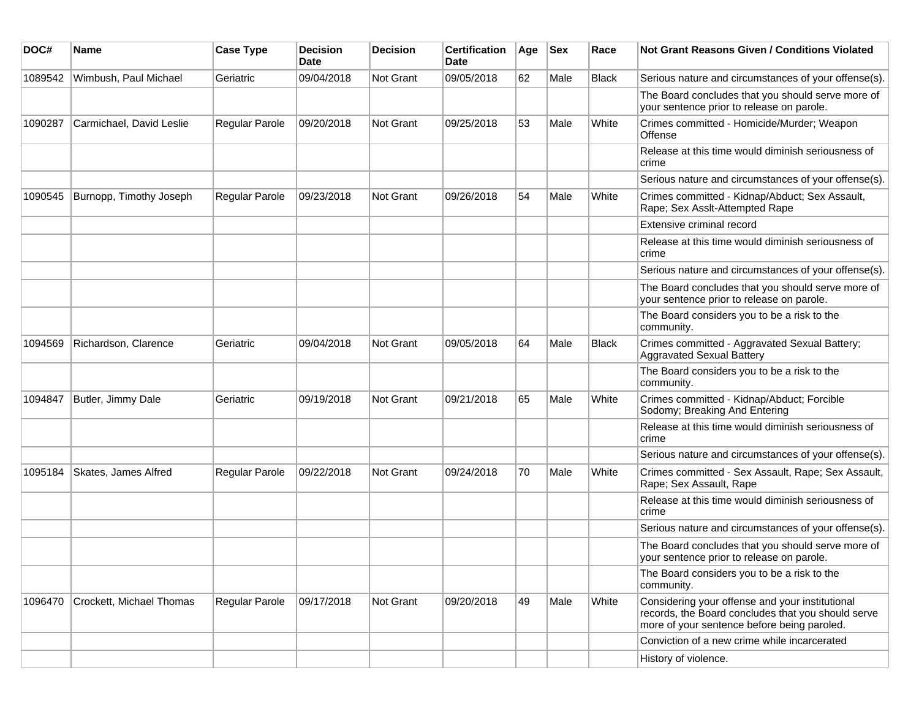| DOC# | Name | Case Type | Decision Date | Decision | Certification Date | Age | Sex | Race | Not Grant Reasons Given / Conditions Violated |
|---|---|---|---|---|---|---|---|---|---|
| 1089542 | Wimbush, Paul Michael | Geriatric | 09/04/2018 | Not Grant | 09/05/2018 | 62 | Male | Black | Serious nature and circumstances of your offense(s). |
| | | | | | | | | | The Board concludes that you should serve more of your sentence prior to release on parole. |
| 1090287 | Carmichael, David Leslie | Regular Parole | 09/20/2018 | Not Grant | 09/25/2018 | 53 | Male | White | Crimes committed - Homicide/Murder; Weapon Offense |
| | | | | | | | | | Release at this time would diminish seriousness of crime |
| | | | | | | | | | Serious nature and circumstances of your offense(s). |
| 1090545 | Burnopp, Timothy Joseph | Regular Parole | 09/23/2018 | Not Grant | 09/26/2018 | 54 | Male | White | Crimes committed - Kidnap/Abduct; Sex Assault, Rape; Sex Asslt-Attempted Rape |
| | | | | | | | | | Extensive criminal record |
| | | | | | | | | | Release at this time would diminish seriousness of crime |
| | | | | | | | | | Serious nature and circumstances of your offense(s). |
| | | | | | | | | | The Board concludes that you should serve more of your sentence prior to release on parole. |
| | | | | | | | | | The Board considers you to be a risk to the community. |
| 1094569 | Richardson, Clarence | Geriatric | 09/04/2018 | Not Grant | 09/05/2018 | 64 | Male | Black | Crimes committed - Aggravated Sexual Battery; Aggravated Sexual Battery |
| | | | | | | | | | The Board considers you to be a risk to the community. |
| 1094847 | Butler, Jimmy Dale | Geriatric | 09/19/2018 | Not Grant | 09/21/2018 | 65 | Male | White | Crimes committed - Kidnap/Abduct; Forcible Sodomy; Breaking And Entering |
| | | | | | | | | | Release at this time would diminish seriousness of crime |
| | | | | | | | | | Serious nature and circumstances of your offense(s). |
| 1095184 | Skates, James Alfred | Regular Parole | 09/22/2018 | Not Grant | 09/24/2018 | 70 | Male | White | Crimes committed - Sex Assault, Rape; Sex Assault, Rape; Sex Assault, Rape |
| | | | | | | | | | Release at this time would diminish seriousness of crime |
| | | | | | | | | | Serious nature and circumstances of your offense(s). |
| | | | | | | | | | The Board concludes that you should serve more of your sentence prior to release on parole. |
| | | | | | | | | | The Board considers you to be a risk to the community. |
| 1096470 | Crockett, Michael Thomas | Regular Parole | 09/17/2018 | Not Grant | 09/20/2018 | 49 | Male | White | Considering your offense and your institutional records, the Board concludes that you should serve more of your sentence before being paroled. |
| | | | | | | | | | Conviction of a new crime while incarcerated |
| | | | | | | | | | History of violence. |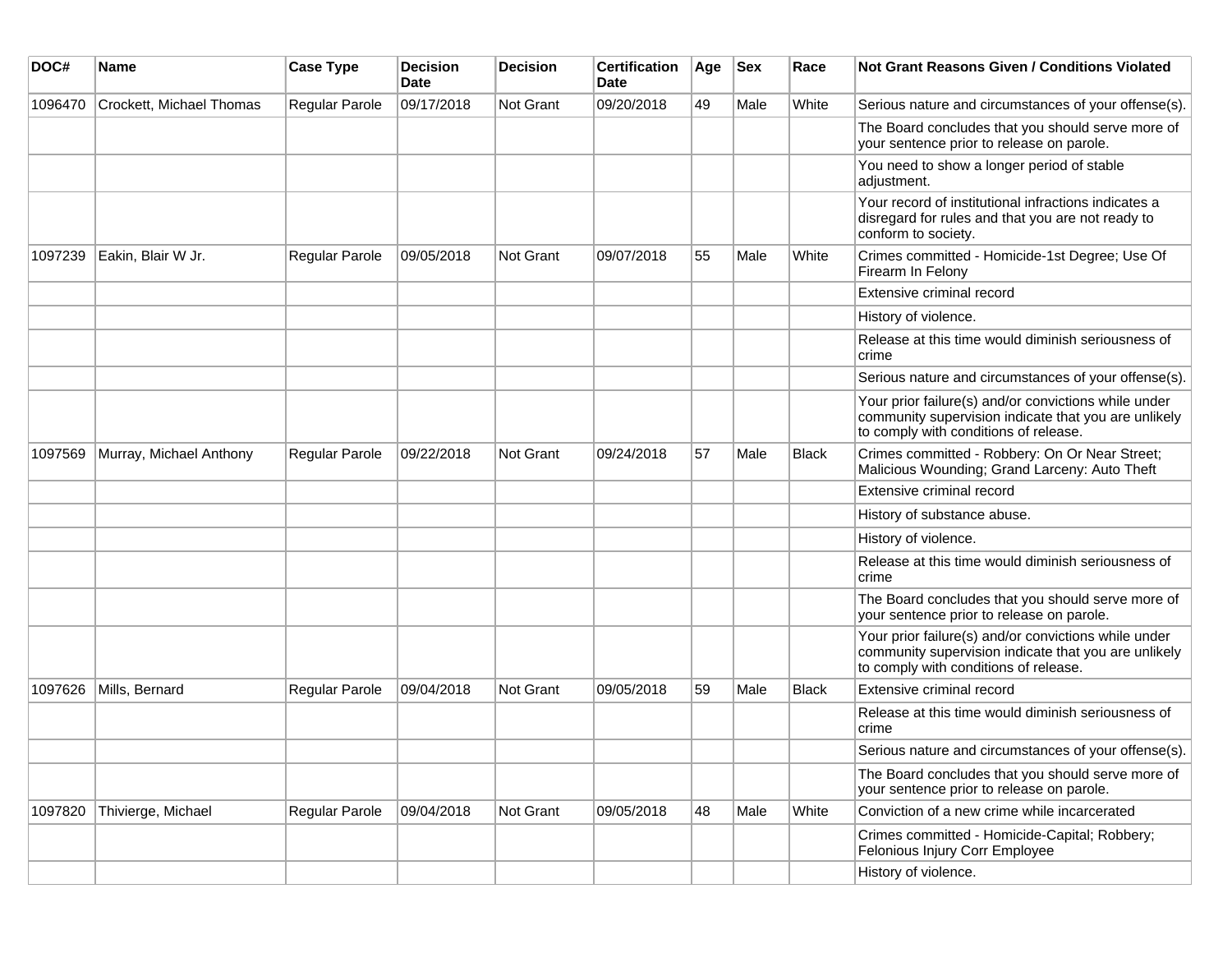| DOC# | Name | Case Type | Decision Date | Decision | Certification Date | Age | Sex | Race | Not Grant Reasons Given / Conditions Violated |
|---|---|---|---|---|---|---|---|---|---|
| 1096470 | Crockett, Michael Thomas | Regular Parole | 09/17/2018 | Not Grant | 09/20/2018 | 49 | Male | White | Serious nature and circumstances of your offense(s). |
| | | | | | | | | | The Board concludes that you should serve more of your sentence prior to release on parole. |
| | | | | | | | | | You need to show a longer period of stable adjustment. |
| | | | | | | | | | Your record of institutional infractions indicates a disregard for rules and that you are not ready to conform to society. |
| 1097239 | Eakin, Blair W Jr. | Regular Parole | 09/05/2018 | Not Grant | 09/07/2018 | 55 | Male | White | Crimes committed - Homicide-1st Degree; Use Of Firearm In Felony |
| | | | | | | | | | Extensive criminal record |
| | | | | | | | | | History of violence. |
| | | | | | | | | | Release at this time would diminish seriousness of crime |
| | | | | | | | | | Serious nature and circumstances of your offense(s). |
| | | | | | | | | | Your prior failure(s) and/or convictions while under community supervision indicate that you are unlikely to comply with conditions of release. |
| 1097569 | Murray, Michael Anthony | Regular Parole | 09/22/2018 | Not Grant | 09/24/2018 | 57 | Male | Black | Crimes committed - Robbery: On Or Near Street; Malicious Wounding; Grand Larceny: Auto Theft |
| | | | | | | | | | Extensive criminal record |
| | | | | | | | | | History of substance abuse. |
| | | | | | | | | | History of violence. |
| | | | | | | | | | Release at this time would diminish seriousness of crime |
| | | | | | | | | | The Board concludes that you should serve more of your sentence prior to release on parole. |
| | | | | | | | | | Your prior failure(s) and/or convictions while under community supervision indicate that you are unlikely to comply with conditions of release. |
| 1097626 | Mills, Bernard | Regular Parole | 09/04/2018 | Not Grant | 09/05/2018 | 59 | Male | Black | Extensive criminal record |
| | | | | | | | | | Release at this time would diminish seriousness of crime |
| | | | | | | | | | Serious nature and circumstances of your offense(s). |
| | | | | | | | | | The Board concludes that you should serve more of your sentence prior to release on parole. |
| 1097820 | Thivierge, Michael | Regular Parole | 09/04/2018 | Not Grant | 09/05/2018 | 48 | Male | White | Conviction of a new crime while incarcerated |
| | | | | | | | | | Crimes committed - Homicide-Capital; Robbery; Felonious Injury Corr Employee |
| | | | | | | | | | History of violence. |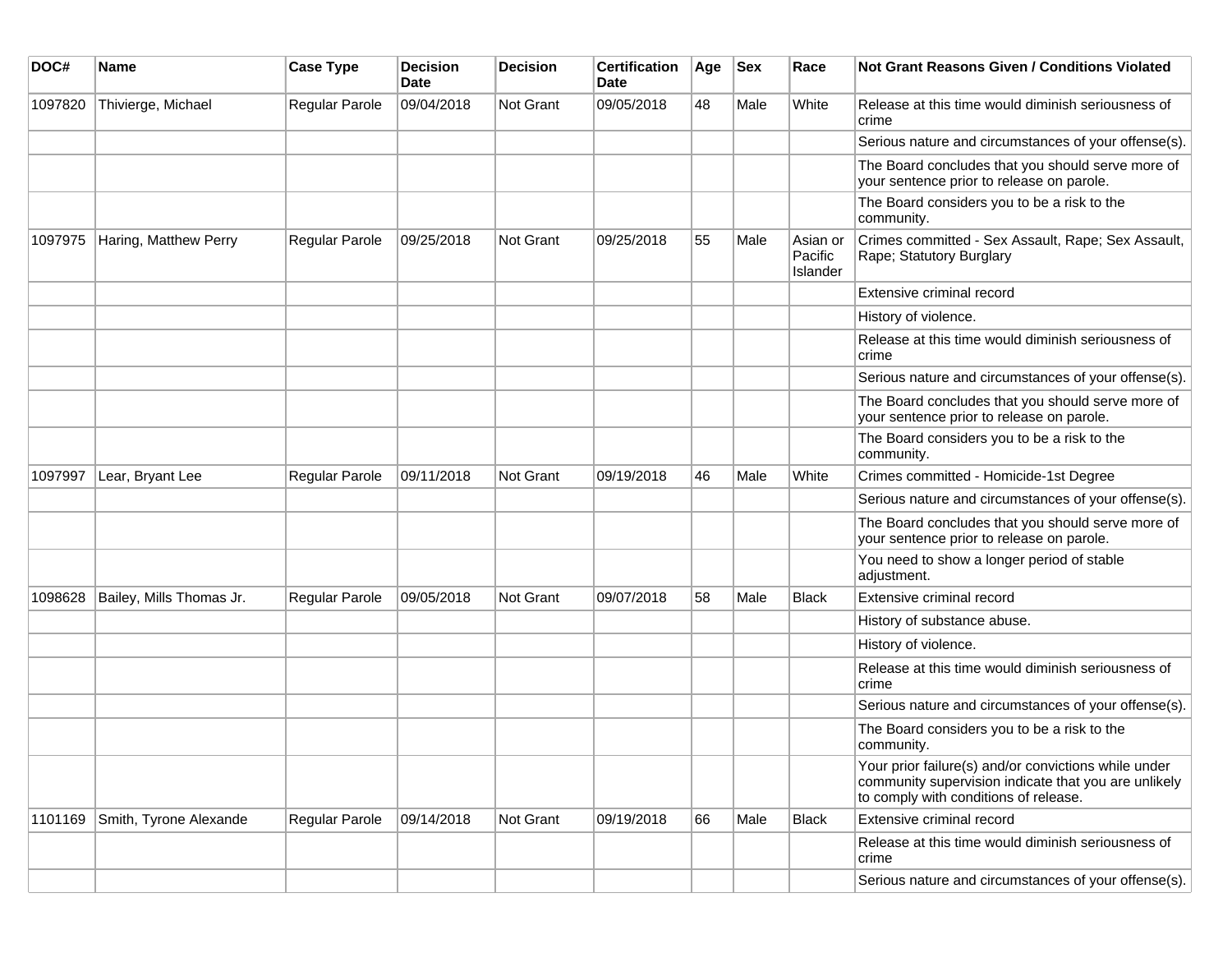| DOC# | Name | Case Type | Decision Date | Decision | Certification Date | Age | Sex | Race | Not Grant Reasons Given / Conditions Violated |
|---|---|---|---|---|---|---|---|---|---|
| 1097820 | Thivierge, Michael | Regular Parole | 09/04/2018 | Not Grant | 09/05/2018 | 48 | Male | White | Release at this time would diminish seriousness of crime |
| | | | | | | | | | Serious nature and circumstances of your offense(s). |
| | | | | | | | | | The Board concludes that you should serve more of your sentence prior to release on parole. |
| | | | | | | | | | The Board considers you to be a risk to the community. |
| 1097975 | Haring, Matthew Perry | Regular Parole | 09/25/2018 | Not Grant | 09/25/2018 | 55 | Male | Asian or Pacific Islander | Crimes committed - Sex Assault, Rape; Sex Assault, Rape; Statutory Burglary |
| | | | | | | | | | Extensive criminal record |
| | | | | | | | | | History of violence. |
| | | | | | | | | | Release at this time would diminish seriousness of crime |
| | | | | | | | | | Serious nature and circumstances of your offense(s). |
| | | | | | | | | | The Board concludes that you should serve more of your sentence prior to release on parole. |
| | | | | | | | | | The Board considers you to be a risk to the community. |
| 1097997 | Lear, Bryant Lee | Regular Parole | 09/11/2018 | Not Grant | 09/19/2018 | 46 | Male | White | Crimes committed - Homicide-1st Degree |
| | | | | | | | | | Serious nature and circumstances of your offense(s). |
| | | | | | | | | | The Board concludes that you should serve more of your sentence prior to release on parole. |
| | | | | | | | | | You need to show a longer period of stable adjustment. |
| 1098628 | Bailey, Mills Thomas Jr. | Regular Parole | 09/05/2018 | Not Grant | 09/07/2018 | 58 | Male | Black | Extensive criminal record |
| | | | | | | | | | History of substance abuse. |
| | | | | | | | | | History of violence. |
| | | | | | | | | | Release at this time would diminish seriousness of crime |
| | | | | | | | | | Serious nature and circumstances of your offense(s). |
| | | | | | | | | | The Board considers you to be a risk to the community. |
| | | | | | | | | | Your prior failure(s) and/or convictions while under community supervision indicate that you are unlikely to comply with conditions of release. |
| 1101169 | Smith, Tyrone Alexande | Regular Parole | 09/14/2018 | Not Grant | 09/19/2018 | 66 | Male | Black | Extensive criminal record |
| | | | | | | | | | Release at this time would diminish seriousness of crime |
| | | | | | | | | | Serious nature and circumstances of your offense(s). |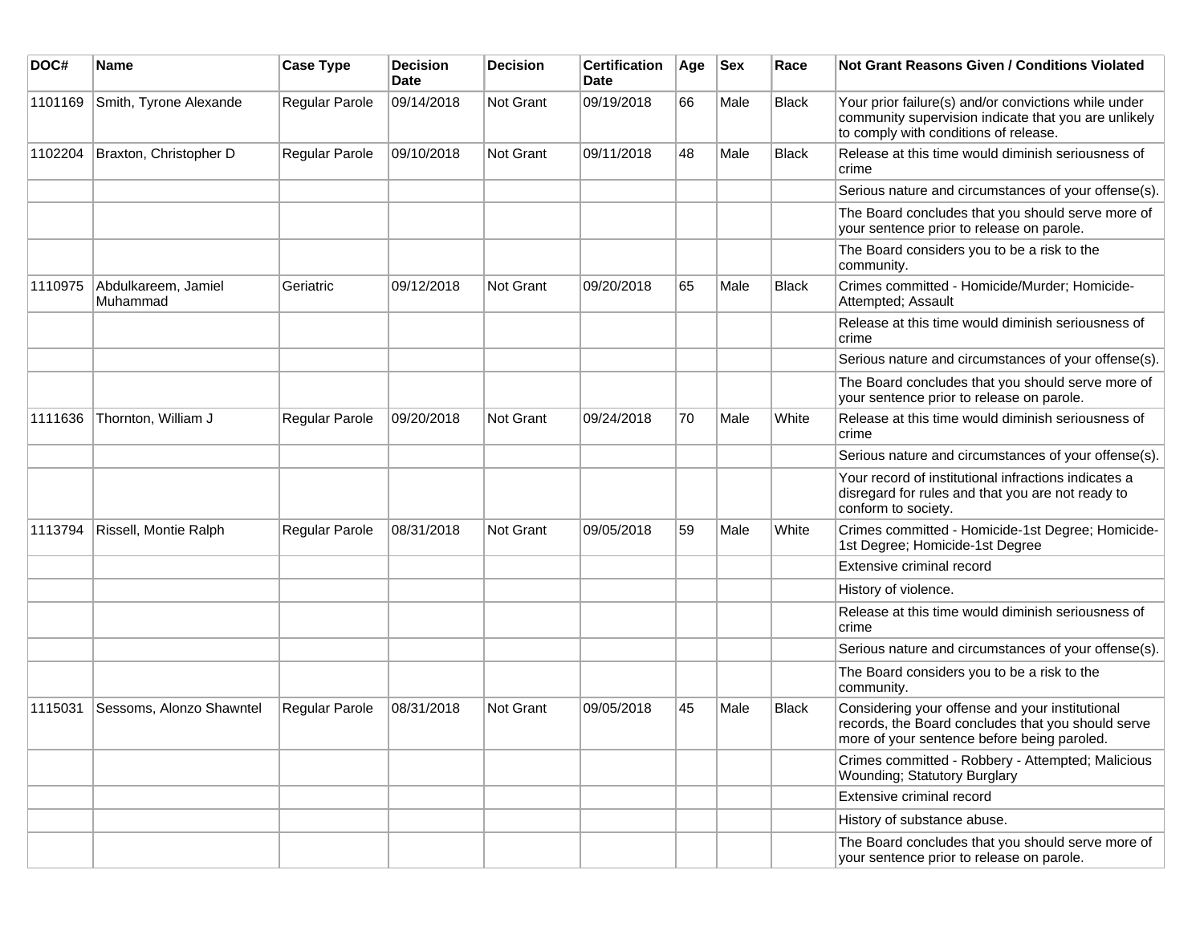| DOC# | Name | Case Type | Decision Date | Decision | Certification Date | Age | Sex | Race | Not Grant Reasons Given / Conditions Violated |
|---|---|---|---|---|---|---|---|---|---|
| 1101169 | Smith, Tyrone Alexande | Regular Parole | 09/14/2018 | Not Grant | 09/19/2018 | 66 | Male | Black | Your prior failure(s) and/or convictions while under community supervision indicate that you are unlikely to comply with conditions of release. |
| 1102204 | Braxton, Christopher D | Regular Parole | 09/10/2018 | Not Grant | 09/11/2018 | 48 | Male | Black | Release at this time would diminish seriousness of crime |
| | | | | | | | | | Serious nature and circumstances of your offense(s). |
| | | | | | | | | | The Board concludes that you should serve more of your sentence prior to release on parole. |
| | | | | | | | | | The Board considers you to be a risk to the community. |
| 1110975 | Abdulkareem, Jamiel Muhammad | Geriatric | 09/12/2018 | Not Grant | 09/20/2018 | 65 | Male | Black | Crimes committed - Homicide/Murder; Homicide-Attempted; Assault |
| | | | | | | | | | Release at this time would diminish seriousness of crime |
| | | | | | | | | | Serious nature and circumstances of your offense(s). |
| | | | | | | | | | The Board concludes that you should serve more of your sentence prior to release on parole. |
| 1111636 | Thornton, William J | Regular Parole | 09/20/2018 | Not Grant | 09/24/2018 | 70 | Male | White | Release at this time would diminish seriousness of crime |
| | | | | | | | | | Serious nature and circumstances of your offense(s). |
| | | | | | | | | | Your record of institutional infractions indicates a disregard for rules and that you are not ready to conform to society. |
| 1113794 | Rissell, Montie Ralph | Regular Parole | 08/31/2018 | Not Grant | 09/05/2018 | 59 | Male | White | Crimes committed - Homicide-1st Degree; Homicide-1st Degree; Homicide-1st Degree |
| | | | | | | | | | Extensive criminal record |
| | | | | | | | | | History of violence. |
| | | | | | | | | | Release at this time would diminish seriousness of crime |
| | | | | | | | | | Serious nature and circumstances of your offense(s). |
| | | | | | | | | | The Board considers you to be a risk to the community. |
| 1115031 | Sessoms, Alonzo Shawntel | Regular Parole | 08/31/2018 | Not Grant | 09/05/2018 | 45 | Male | Black | Considering your offense and your institutional records, the Board concludes that you should serve more of your sentence before being paroled. |
| | | | | | | | | | Crimes committed - Robbery - Attempted; Malicious Wounding; Statutory Burglary |
| | | | | | | | | | Extensive criminal record |
| | | | | | | | | | History of substance abuse. |
| | | | | | | | | | The Board concludes that you should serve more of your sentence prior to release on parole. |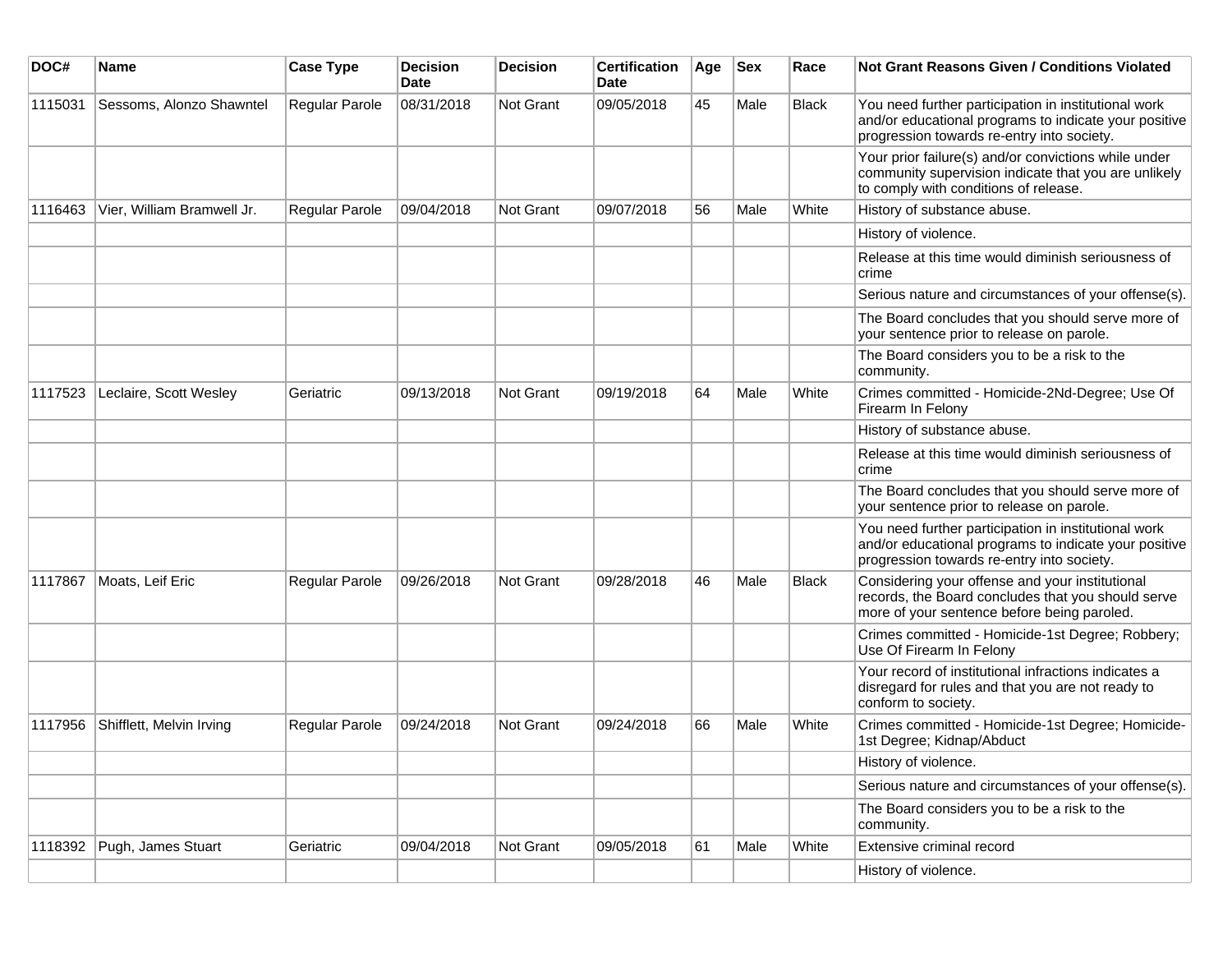| DOC# | Name | Case Type | Decision Date | Decision | Certification Date | Age | Sex | Race | Not Grant Reasons Given / Conditions Violated |
|---|---|---|---|---|---|---|---|---|---|
| 1115031 | Sessoms, Alonzo Shawntel | Regular Parole | 08/31/2018 | Not Grant | 09/05/2018 | 45 | Male | Black | You need further participation in institutional work and/or educational programs to indicate your positive progression towards re-entry into society. |
| | | | | | | | | | Your prior failure(s) and/or convictions while under community supervision indicate that you are unlikely to comply with conditions of release. |
| 1116463 | Vier, William Bramwell Jr. | Regular Parole | 09/04/2018 | Not Grant | 09/07/2018 | 56 | Male | White | History of substance abuse. |
| | | | | | | | | | History of violence. |
| | | | | | | | | | Release at this time would diminish seriousness of crime |
| | | | | | | | | | Serious nature and circumstances of your offense(s). |
| | | | | | | | | | The Board concludes that you should serve more of your sentence prior to release on parole. |
| | | | | | | | | | The Board considers you to be a risk to the community. |
| 1117523 | Leclaire, Scott Wesley | Geriatric | 09/13/2018 | Not Grant | 09/19/2018 | 64 | Male | White | Crimes committed - Homicide-2Nd-Degree; Use Of Firearm In Felony |
| | | | | | | | | | History of substance abuse. |
| | | | | | | | | | Release at this time would diminish seriousness of crime |
| | | | | | | | | | The Board concludes that you should serve more of your sentence prior to release on parole. |
| | | | | | | | | | You need further participation in institutional work and/or educational programs to indicate your positive progression towards re-entry into society. |
| 1117867 | Moats, Leif Eric | Regular Parole | 09/26/2018 | Not Grant | 09/28/2018 | 46 | Male | Black | Considering your offense and your institutional records, the Board concludes that you should serve more of your sentence before being paroled. |
| | | | | | | | | | Crimes committed - Homicide-1st Degree; Robbery; Use Of Firearm In Felony |
| | | | | | | | | | Your record of institutional infractions indicates a disregard for rules and that you are not ready to conform to society. |
| 1117956 | Shifflett, Melvin Irving | Regular Parole | 09/24/2018 | Not Grant | 09/24/2018 | 66 | Male | White | Crimes committed - Homicide-1st Degree; Homicide-1st Degree; Kidnap/Abduct |
| | | | | | | | | | History of violence. |
| | | | | | | | | | Serious nature and circumstances of your offense(s). |
| | | | | | | | | | The Board considers you to be a risk to the community. |
| 1118392 | Pugh, James Stuart | Geriatric | 09/04/2018 | Not Grant | 09/05/2018 | 61 | Male | White | Extensive criminal record |
| | | | | | | | | | History of violence. |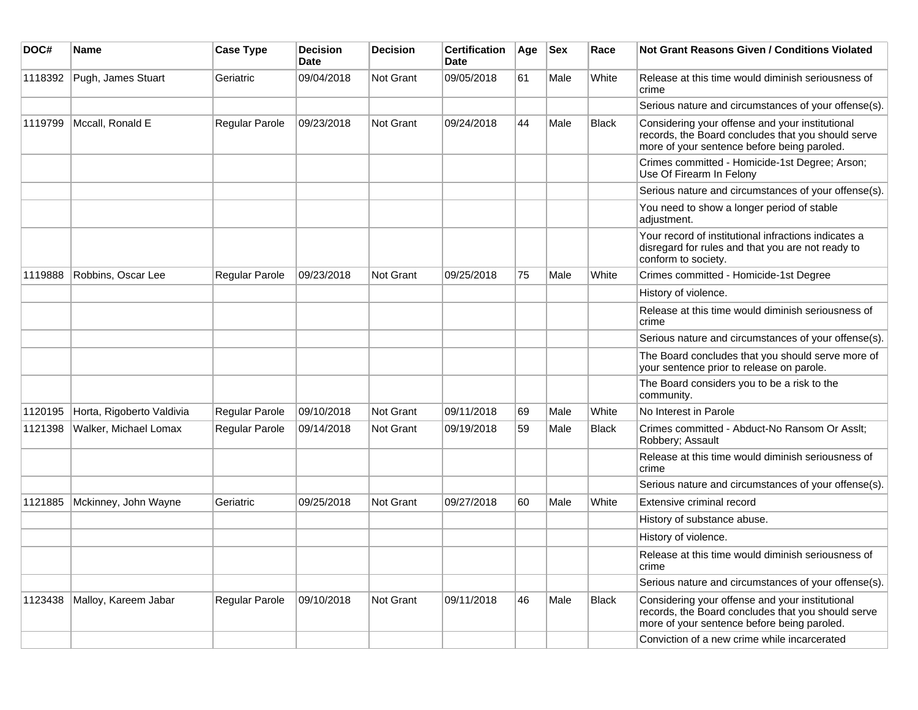| DOC# | Name | Case Type | Decision Date | Decision | Certification Date | Age | Sex | Race | Not Grant Reasons Given / Conditions Violated |
| --- | --- | --- | --- | --- | --- | --- | --- | --- | --- |
| 1118392 | Pugh, James Stuart | Geriatric | 09/04/2018 | Not Grant | 09/05/2018 | 61 | Male | White | Release at this time would diminish seriousness of crime |
| | | | | | | | | | Serious nature and circumstances of your offense(s). |
| 1119799 | Mccall, Ronald E | Regular Parole | 09/23/2018 | Not Grant | 09/24/2018 | 44 | Male | Black | Considering your offense and your institutional records, the Board concludes that you should serve more of your sentence before being paroled. |
| | | | | | | | | | Crimes committed - Homicide-1st Degree; Arson; Use Of Firearm In Felony |
| | | | | | | | | | Serious nature and circumstances of your offense(s). |
| | | | | | | | | | You need to show a longer period of stable adjustment. |
| | | | | | | | | | Your record of institutional infractions indicates a disregard for rules and that you are not ready to conform to society. |
| 1119888 | Robbins, Oscar Lee | Regular Parole | 09/23/2018 | Not Grant | 09/25/2018 | 75 | Male | White | Crimes committed - Homicide-1st Degree |
| | | | | | | | | | History of violence. |
| | | | | | | | | | Release at this time would diminish seriousness of crime |
| | | | | | | | | | Serious nature and circumstances of your offense(s). |
| | | | | | | | | | The Board concludes that you should serve more of your sentence prior to release on parole. |
| | | | | | | | | | The Board considers you to be a risk to the community. |
| 1120195 | Horta, Rigoberto Valdivia | Regular Parole | 09/10/2018 | Not Grant | 09/11/2018 | 69 | Male | White | No Interest in Parole |
| 1121398 | Walker, Michael Lomax | Regular Parole | 09/14/2018 | Not Grant | 09/19/2018 | 59 | Male | Black | Crimes committed - Abduct-No Ransom Or Asslt; Robbery; Assault |
| | | | | | | | | | Release at this time would diminish seriousness of crime |
| | | | | | | | | | Serious nature and circumstances of your offense(s). |
| 1121885 | Mckinney, John Wayne | Geriatric | 09/25/2018 | Not Grant | 09/27/2018 | 60 | Male | White | Extensive criminal record |
| | | | | | | | | | History of substance abuse. |
| | | | | | | | | | History of violence. |
| | | | | | | | | | Release at this time would diminish seriousness of crime |
| | | | | | | | | | Serious nature and circumstances of your offense(s). |
| 1123438 | Malloy, Kareem Jabar | Regular Parole | 09/10/2018 | Not Grant | 09/11/2018 | 46 | Male | Black | Considering your offense and your institutional records, the Board concludes that you should serve more of your sentence before being paroled. |
| | | | | | | | | | Conviction of a new crime while incarcerated |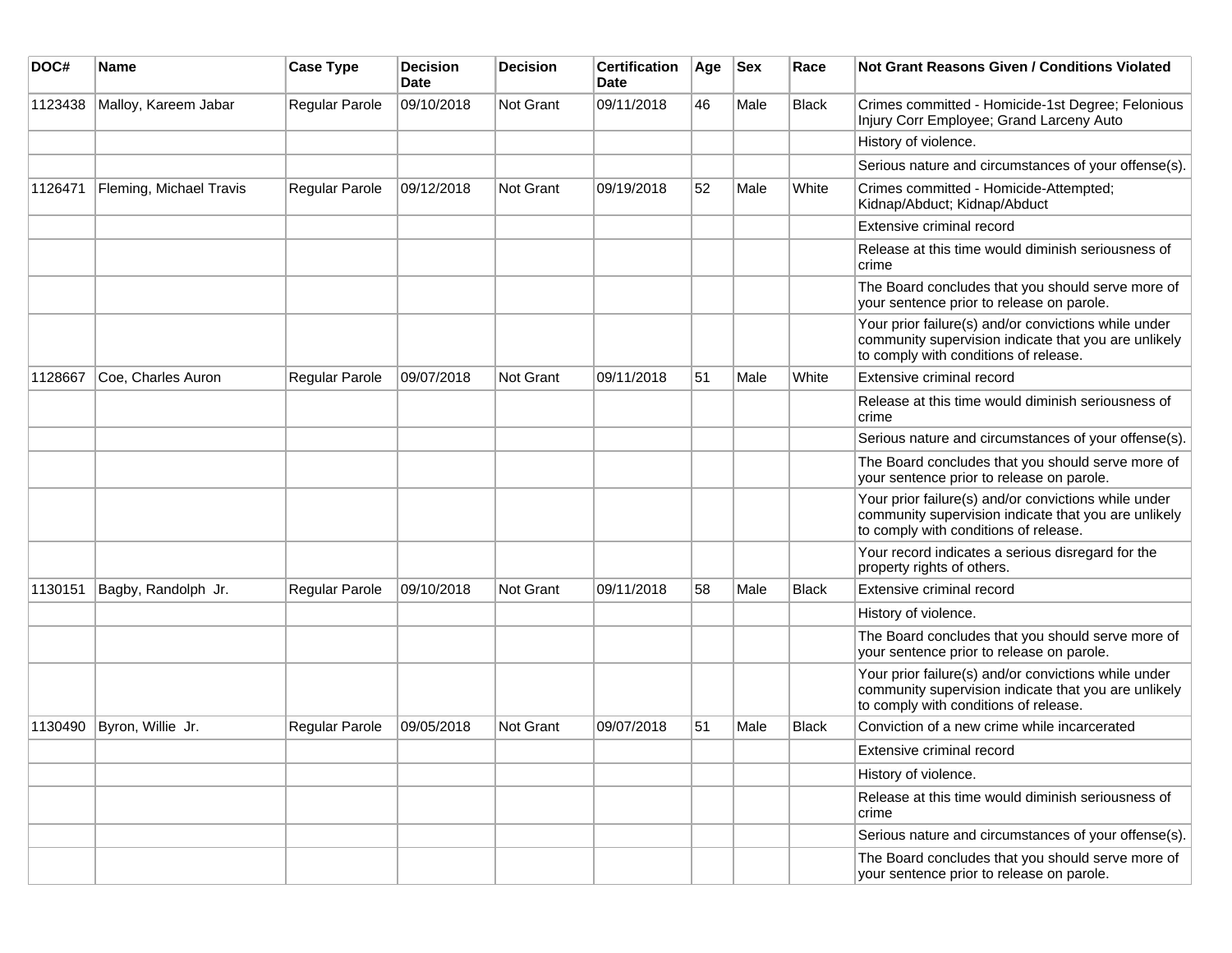| DOC# | Name | Case Type | Decision Date | Decision | Certification Date | Age | Sex | Race | Not Grant Reasons Given / Conditions Violated |
|---|---|---|---|---|---|---|---|---|---|
| 1123438 | Malloy, Kareem Jabar | Regular Parole | 09/10/2018 | Not Grant | 09/11/2018 | 46 | Male | Black | Crimes committed - Homicide-1st Degree; Felonious Injury Corr Employee; Grand Larceny Auto |
| | | | | | | | | | History of violence. |
| | | | | | | | | | Serious nature and circumstances of your offense(s). |
| 1126471 | Fleming, Michael Travis | Regular Parole | 09/12/2018 | Not Grant | 09/19/2018 | 52 | Male | White | Crimes committed - Homicide-Attempted; Kidnap/Abduct; Kidnap/Abduct |
| | | | | | | | | | Extensive criminal record |
| | | | | | | | | | Release at this time would diminish seriousness of crime |
| | | | | | | | | | The Board concludes that you should serve more of your sentence prior to release on parole. |
| | | | | | | | | | Your prior failure(s) and/or convictions while under community supervision indicate that you are unlikely to comply with conditions of release. |
| 1128667 | Coe, Charles Auron | Regular Parole | 09/07/2018 | Not Grant | 09/11/2018 | 51 | Male | White | Extensive criminal record |
| | | | | | | | | | Release at this time would diminish seriousness of crime |
| | | | | | | | | | Serious nature and circumstances of your offense(s). |
| | | | | | | | | | The Board concludes that you should serve more of your sentence prior to release on parole. |
| | | | | | | | | | Your prior failure(s) and/or convictions while under community supervision indicate that you are unlikely to comply with conditions of release. |
| | | | | | | | | | Your record indicates a serious disregard for the property rights of others. |
| 1130151 | Bagby, Randolph Jr. | Regular Parole | 09/10/2018 | Not Grant | 09/11/2018 | 58 | Male | Black | Extensive criminal record |
| | | | | | | | | | History of violence. |
| | | | | | | | | | The Board concludes that you should serve more of your sentence prior to release on parole. |
| | | | | | | | | | Your prior failure(s) and/or convictions while under community supervision indicate that you are unlikely to comply with conditions of release. |
| 1130490 | Byron, Willie Jr. | Regular Parole | 09/05/2018 | Not Grant | 09/07/2018 | 51 | Male | Black | Conviction of a new crime while incarcerated |
| | | | | | | | | | Extensive criminal record |
| | | | | | | | | | History of violence. |
| | | | | | | | | | Release at this time would diminish seriousness of crime |
| | | | | | | | | | Serious nature and circumstances of your offense(s). |
| | | | | | | | | | The Board concludes that you should serve more of your sentence prior to release on parole. |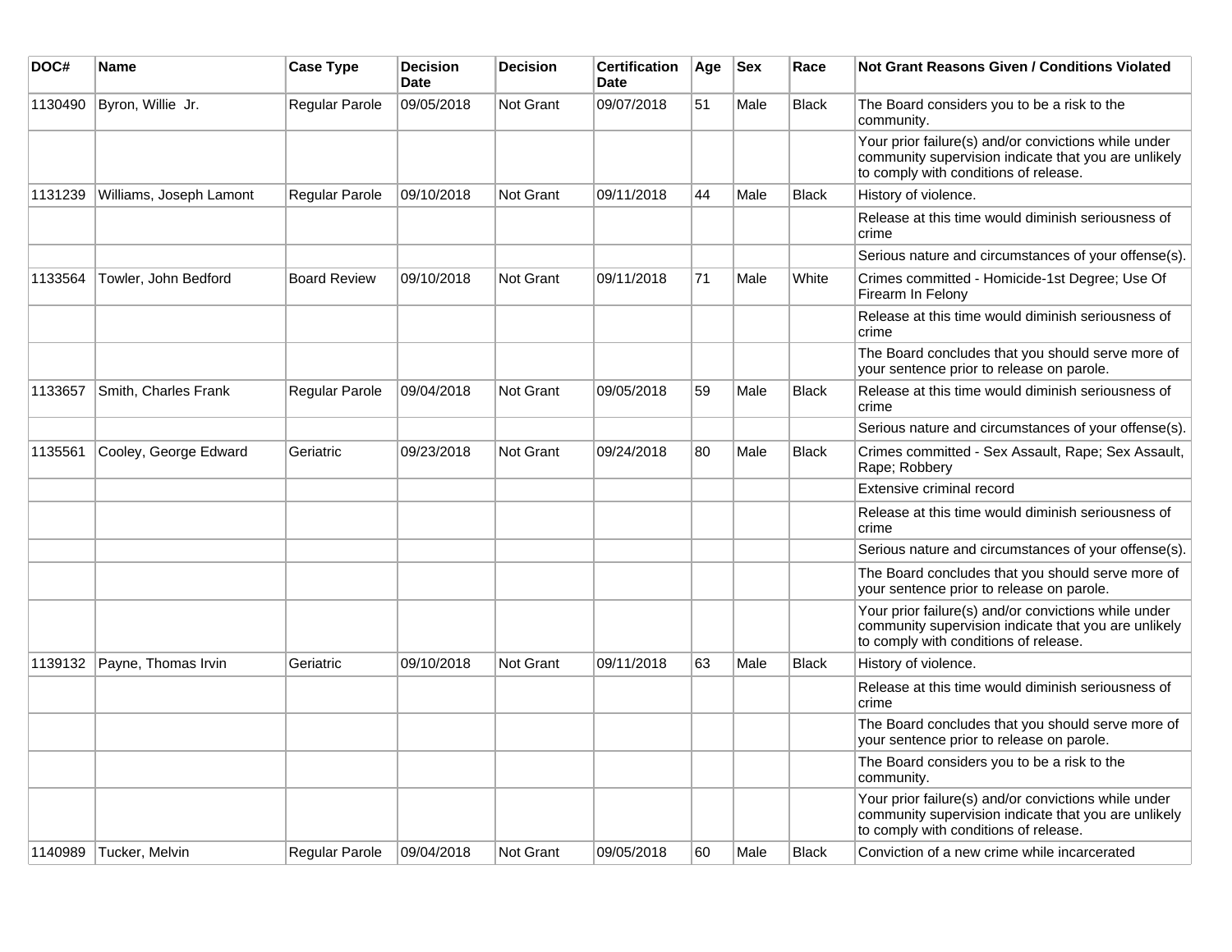| DOC# | Name | Case Type | Decision Date | Decision | Certification Date | Age | Sex | Race | Not Grant Reasons Given / Conditions Violated |
|---|---|---|---|---|---|---|---|---|---|
| 1130490 | Byron, Willie Jr. | Regular Parole | 09/05/2018 | Not Grant | 09/07/2018 | 51 | Male | Black | The Board considers you to be a risk to the community. |
| | | | | | | | | | Your prior failure(s) and/or convictions while under community supervision indicate that you are unlikely to comply with conditions of release. |
| 1131239 | Williams, Joseph Lamont | Regular Parole | 09/10/2018 | Not Grant | 09/11/2018 | 44 | Male | Black | History of violence. |
| | | | | | | | | | Release at this time would diminish seriousness of crime |
| | | | | | | | | | Serious nature and circumstances of your offense(s). |
| 1133564 | Towler, John Bedford | Board Review | 09/10/2018 | Not Grant | 09/11/2018 | 71 | Male | White | Crimes committed - Homicide-1st Degree; Use Of Firearm In Felony |
| | | | | | | | | | Release at this time would diminish seriousness of crime |
| | | | | | | | | | The Board concludes that you should serve more of your sentence prior to release on parole. |
| 1133657 | Smith, Charles Frank | Regular Parole | 09/04/2018 | Not Grant | 09/05/2018 | 59 | Male | Black | Release at this time would diminish seriousness of crime |
| | | | | | | | | | Serious nature and circumstances of your offense(s). |
| 1135561 | Cooley, George Edward | Geriatric | 09/23/2018 | Not Grant | 09/24/2018 | 80 | Male | Black | Crimes committed - Sex Assault, Rape; Sex Assault, Rape; Robbery |
| | | | | | | | | | Extensive criminal record |
| | | | | | | | | | Release at this time would diminish seriousness of crime |
| | | | | | | | | | Serious nature and circumstances of your offense(s). |
| | | | | | | | | | The Board concludes that you should serve more of your sentence prior to release on parole. |
| | | | | | | | | | Your prior failure(s) and/or convictions while under community supervision indicate that you are unlikely to comply with conditions of release. |
| 1139132 | Payne, Thomas Irvin | Geriatric | 09/10/2018 | Not Grant | 09/11/2018 | 63 | Male | Black | History of violence. |
| | | | | | | | | | Release at this time would diminish seriousness of crime |
| | | | | | | | | | The Board concludes that you should serve more of your sentence prior to release on parole. |
| | | | | | | | | | The Board considers you to be a risk to the community. |
| | | | | | | | | | Your prior failure(s) and/or convictions while under community supervision indicate that you are unlikely to comply with conditions of release. |
| 1140989 | Tucker, Melvin | Regular Parole | 09/04/2018 | Not Grant | 09/05/2018 | 60 | Male | Black | Conviction of a new crime while incarcerated |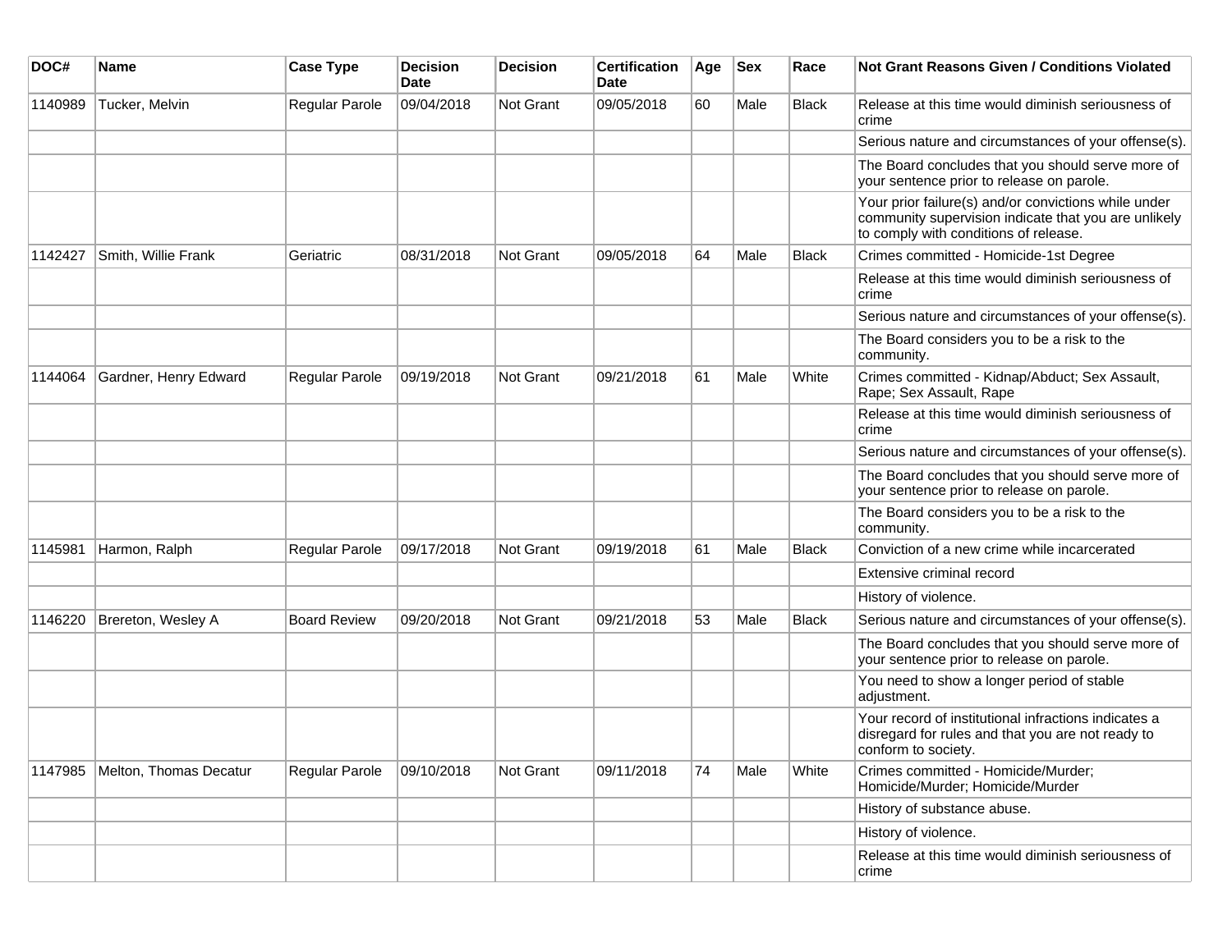| DOC# | Name | Case Type | Decision Date | Decision | Certification Date | Age | Sex | Race | Not Grant Reasons Given / Conditions Violated |
|---|---|---|---|---|---|---|---|---|---|
| 1140989 | Tucker, Melvin | Regular Parole | 09/04/2018 | Not Grant | 09/05/2018 | 60 | Male | Black | Release at this time would diminish seriousness of crime |
| | | | | | | | | | Serious nature and circumstances of your offense(s). |
| | | | | | | | | | The Board concludes that you should serve more of your sentence prior to release on parole. |
| | | | | | | | | | Your prior failure(s) and/or convictions while under community supervision indicate that you are unlikely to comply with conditions of release. |
| 1142427 | Smith, Willie Frank | Geriatric | 08/31/2018 | Not Grant | 09/05/2018 | 64 | Male | Black | Crimes committed - Homicide-1st Degree |
| | | | | | | | | | Release at this time would diminish seriousness of crime |
| | | | | | | | | | Serious nature and circumstances of your offense(s). |
| | | | | | | | | | The Board considers you to be a risk to the community. |
| 1144064 | Gardner, Henry Edward | Regular Parole | 09/19/2018 | Not Grant | 09/21/2018 | 61 | Male | White | Crimes committed - Kidnap/Abduct; Sex Assault, Rape; Sex Assault, Rape |
| | | | | | | | | | Release at this time would diminish seriousness of crime |
| | | | | | | | | | Serious nature and circumstances of your offense(s). |
| | | | | | | | | | The Board concludes that you should serve more of your sentence prior to release on parole. |
| | | | | | | | | | The Board considers you to be a risk to the community. |
| 1145981 | Harmon, Ralph | Regular Parole | 09/17/2018 | Not Grant | 09/19/2018 | 61 | Male | Black | Conviction of a new crime while incarcerated |
| | | | | | | | | | Extensive criminal record |
| | | | | | | | | | History of violence. |
| 1146220 | Brereton, Wesley A | Board Review | 09/20/2018 | Not Grant | 09/21/2018 | 53 | Male | Black | Serious nature and circumstances of your offense(s). |
| | | | | | | | | | The Board concludes that you should serve more of your sentence prior to release on parole. |
| | | | | | | | | | You need to show a longer period of stable adjustment. |
| | | | | | | | | | Your record of institutional infractions indicates a disregard for rules and that you are not ready to conform to society. |
| 1147985 | Melton, Thomas Decatur | Regular Parole | 09/10/2018 | Not Grant | 09/11/2018 | 74 | Male | White | Crimes committed - Homicide/Murder; Homicide/Murder; Homicide/Murder |
| | | | | | | | | | History of substance abuse. |
| | | | | | | | | | History of violence. |
| | | | | | | | | | Release at this time would diminish seriousness of crime |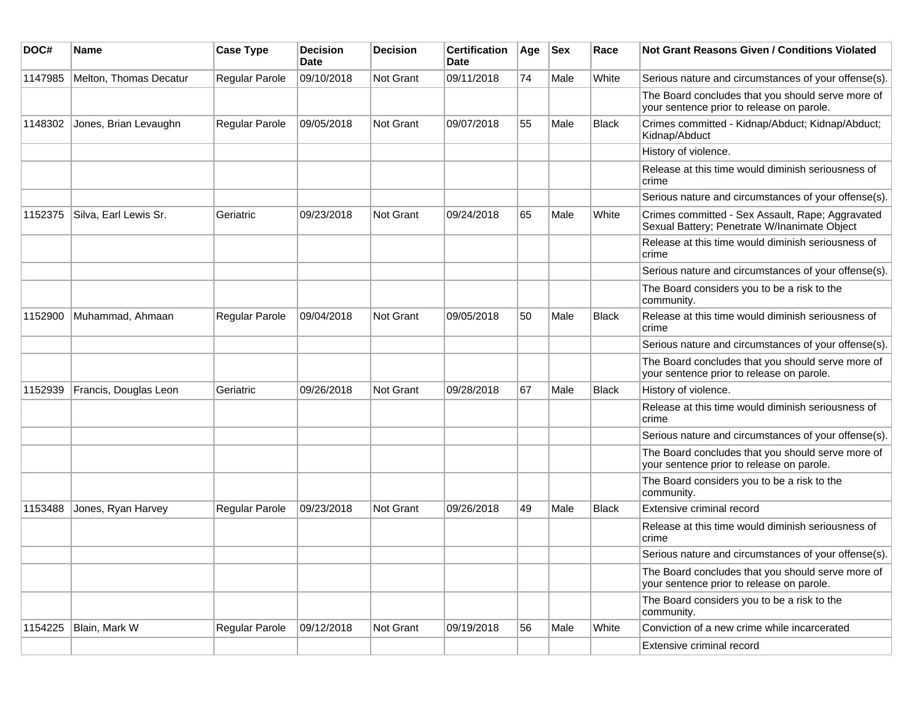| DOC# | Name | Case Type | Decision Date | Decision | Certification Date | Age | Sex | Race | Not Grant Reasons Given / Conditions Violated |
|---|---|---|---|---|---|---|---|---|---|
| 1147985 | Melton, Thomas Decatur | Regular Parole | 09/10/2018 | Not Grant | 09/11/2018 | 74 | Male | White | Serious nature and circumstances of your offense(s). |
| | | | | | | | | | The Board concludes that you should serve more of your sentence prior to release on parole. |
| 1148302 | Jones, Brian Levaughn | Regular Parole | 09/05/2018 | Not Grant | 09/07/2018 | 55 | Male | Black | Crimes committed - Kidnap/Abduct; Kidnap/Abduct; Kidnap/Abduct |
| | | | | | | | | | History of violence. |
| | | | | | | | | | Release at this time would diminish seriousness of crime |
| | | | | | | | | | Serious nature and circumstances of your offense(s). |
| 1152375 | Silva, Earl Lewis Sr. | Geriatric | 09/23/2018 | Not Grant | 09/24/2018 | 65 | Male | White | Crimes committed - Sex Assault, Rape; Aggravated Sexual Battery; Penetrate W/Inanimate Object |
| | | | | | | | | | Release at this time would diminish seriousness of crime |
| | | | | | | | | | Serious nature and circumstances of your offense(s). |
| | | | | | | | | | The Board considers you to be a risk to the community. |
| 1152900 | Muhammad, Ahmaan | Regular Parole | 09/04/2018 | Not Grant | 09/05/2018 | 50 | Male | Black | Release at this time would diminish seriousness of crime |
| | | | | | | | | | Serious nature and circumstances of your offense(s). |
| | | | | | | | | | The Board concludes that you should serve more of your sentence prior to release on parole. |
| 1152939 | Francis, Douglas Leon | Geriatric | 09/26/2018 | Not Grant | 09/28/2018 | 67 | Male | Black | History of violence. |
| | | | | | | | | | Release at this time would diminish seriousness of crime |
| | | | | | | | | | Serious nature and circumstances of your offense(s). |
| | | | | | | | | | The Board concludes that you should serve more of your sentence prior to release on parole. |
| | | | | | | | | | The Board considers you to be a risk to the community. |
| 1153488 | Jones, Ryan Harvey | Regular Parole | 09/23/2018 | Not Grant | 09/26/2018 | 49 | Male | Black | Extensive criminal record |
| | | | | | | | | | Release at this time would diminish seriousness of crime |
| | | | | | | | | | Serious nature and circumstances of your offense(s). |
| | | | | | | | | | The Board concludes that you should serve more of your sentence prior to release on parole. |
| | | | | | | | | | The Board considers you to be a risk to the community. |
| 1154225 | Blain, Mark W | Regular Parole | 09/12/2018 | Not Grant | 09/19/2018 | 56 | Male | White | Conviction of a new crime while incarcerated |
| | | | | | | | | | Extensive criminal record |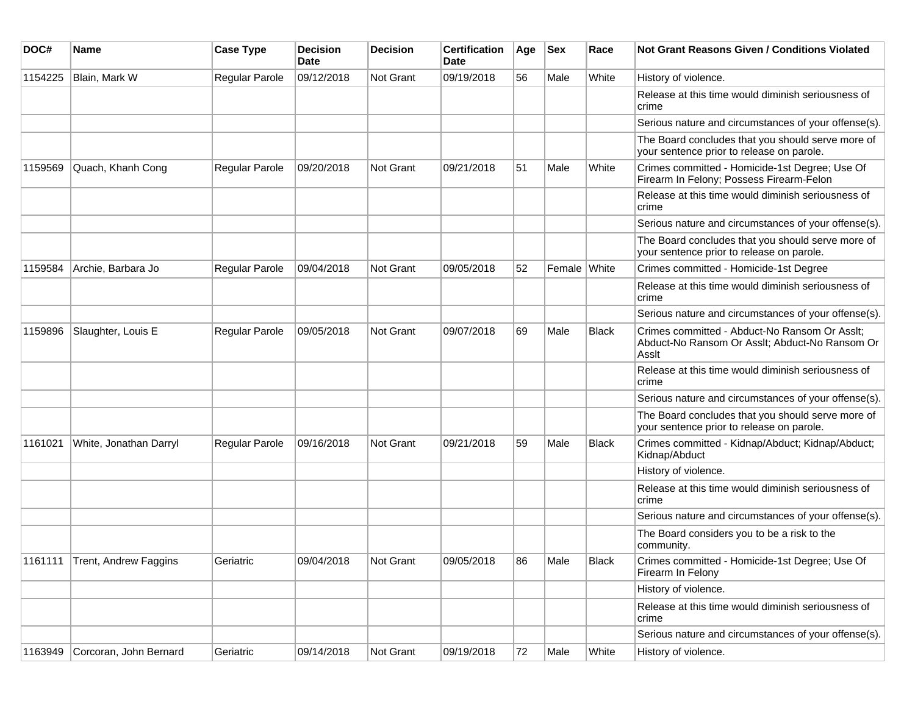| DOC# | Name | Case Type | Decision Date | Decision | Certification Date | Age | Sex | Race | Not Grant Reasons Given / Conditions Violated |
|---|---|---|---|---|---|---|---|---|---|
| 1154225 | Blain, Mark W | Regular Parole | 09/12/2018 | Not Grant | 09/19/2018 | 56 | Male | White | History of violence. |
| | | | | | | | | | Release at this time would diminish seriousness of crime |
| | | | | | | | | | Serious nature and circumstances of your offense(s). |
| | | | | | | | | | The Board concludes that you should serve more of your sentence prior to release on parole. |
| 1159569 | Quach, Khanh Cong | Regular Parole | 09/20/2018 | Not Grant | 09/21/2018 | 51 | Male | White | Crimes committed - Homicide-1st Degree; Use Of Firearm In Felony; Possess Firearm-Felon |
| | | | | | | | | | Release at this time would diminish seriousness of crime |
| | | | | | | | | | Serious nature and circumstances of your offense(s). |
| | | | | | | | | | The Board concludes that you should serve more of your sentence prior to release on parole. |
| 1159584 | Archie, Barbara Jo | Regular Parole | 09/04/2018 | Not Grant | 09/05/2018 | 52 | Female | White | Crimes committed - Homicide-1st Degree |
| | | | | | | | | | Release at this time would diminish seriousness of crime |
| | | | | | | | | | Serious nature and circumstances of your offense(s). |
| 1159896 | Slaughter, Louis E | Regular Parole | 09/05/2018 | Not Grant | 09/07/2018 | 69 | Male | Black | Crimes committed - Abduct-No Ransom Or Asslt; Abduct-No Ransom Or Asslt; Abduct-No Ransom Or Asslt |
| | | | | | | | | | Release at this time would diminish seriousness of crime |
| | | | | | | | | | Serious nature and circumstances of your offense(s). |
| | | | | | | | | | The Board concludes that you should serve more of your sentence prior to release on parole. |
| 1161021 | White, Jonathan Darryl | Regular Parole | 09/16/2018 | Not Grant | 09/21/2018 | 59 | Male | Black | Crimes committed - Kidnap/Abduct; Kidnap/Abduct; Kidnap/Abduct |
| | | | | | | | | | History of violence. |
| | | | | | | | | | Release at this time would diminish seriousness of crime |
| | | | | | | | | | Serious nature and circumstances of your offense(s). |
| | | | | | | | | | The Board considers you to be a risk to the community. |
| 1161111 | Trent, Andrew Faggins | Geriatric | 09/04/2018 | Not Grant | 09/05/2018 | 86 | Male | Black | Crimes committed - Homicide-1st Degree; Use Of Firearm In Felony |
| | | | | | | | | | History of violence. |
| | | | | | | | | | Release at this time would diminish seriousness of crime |
| | | | | | | | | | Serious nature and circumstances of your offense(s). |
| 1163949 | Corcoran, John Bernard | Geriatric | 09/14/2018 | Not Grant | 09/19/2018 | 72 | Male | White | History of violence. |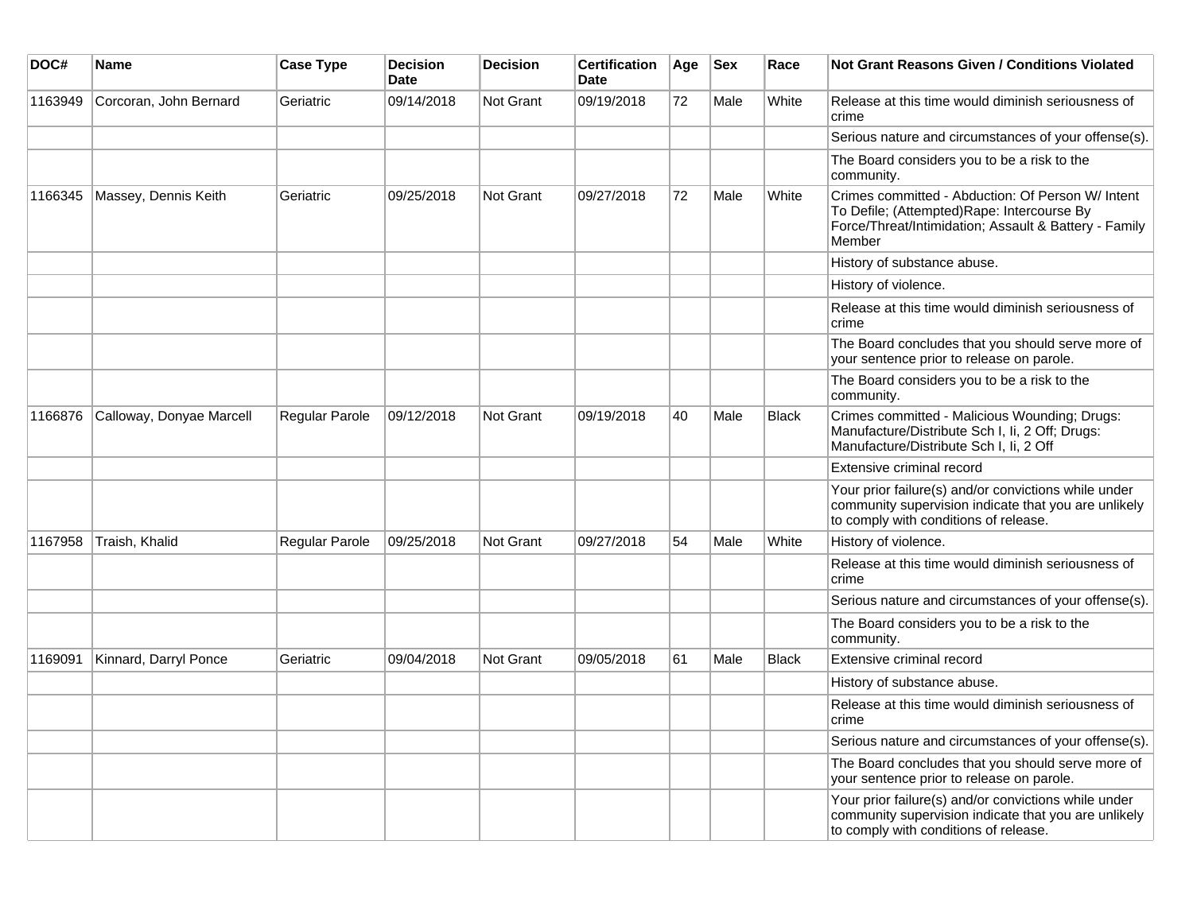| DOC# | Name | Case Type | Decision Date | Decision | Certification Date | Age | Sex | Race | Not Grant Reasons Given / Conditions Violated |
|---|---|---|---|---|---|---|---|---|---|
| 1163949 | Corcoran, John Bernard | Geriatric | 09/14/2018 | Not Grant | 09/19/2018 | 72 | Male | White | Release at this time would diminish seriousness of crime |
| | | | | | | | | | Serious nature and circumstances of your offense(s). |
| | | | | | | | | | The Board considers you to be a risk to the community. |
| 1166345 | Massey, Dennis Keith | Geriatric | 09/25/2018 | Not Grant | 09/27/2018 | 72 | Male | White | Crimes committed - Abduction: Of Person W/ Intent To Defile; (Attempted)Rape: Intercourse By Force/Threat/Intimidation; Assault & Battery - Family Member |
| | | | | | | | | | History of substance abuse. |
| | | | | | | | | | History of violence. |
| | | | | | | | | | Release at this time would diminish seriousness of crime |
| | | | | | | | | | The Board concludes that you should serve more of your sentence prior to release on parole. |
| | | | | | | | | | The Board considers you to be a risk to the community. |
| 1166876 | Calloway, Donyae Marcell | Regular Parole | 09/12/2018 | Not Grant | 09/19/2018 | 40 | Male | Black | Crimes committed - Malicious Wounding; Drugs: Manufacture/Distribute Sch I, Ii, 2 Off; Drugs: Manufacture/Distribute Sch I, Ii, 2 Off |
| | | | | | | | | | Extensive criminal record |
| | | | | | | | | | Your prior failure(s) and/or convictions while under community supervision indicate that you are unlikely to comply with conditions of release. |
| 1167958 | Traish, Khalid | Regular Parole | 09/25/2018 | Not Grant | 09/27/2018 | 54 | Male | White | History of violence. |
| | | | | | | | | | Release at this time would diminish seriousness of crime |
| | | | | | | | | | Serious nature and circumstances of your offense(s). |
| | | | | | | | | | The Board considers you to be a risk to the community. |
| 1169091 | Kinnard, Darryl Ponce | Geriatric | 09/04/2018 | Not Grant | 09/05/2018 | 61 | Male | Black | Extensive criminal record |
| | | | | | | | | | History of substance abuse. |
| | | | | | | | | | Release at this time would diminish seriousness of crime |
| | | | | | | | | | Serious nature and circumstances of your offense(s). |
| | | | | | | | | | The Board concludes that you should serve more of your sentence prior to release on parole. |
| | | | | | | | | | Your prior failure(s) and/or convictions while under community supervision indicate that you are unlikely to comply with conditions of release. |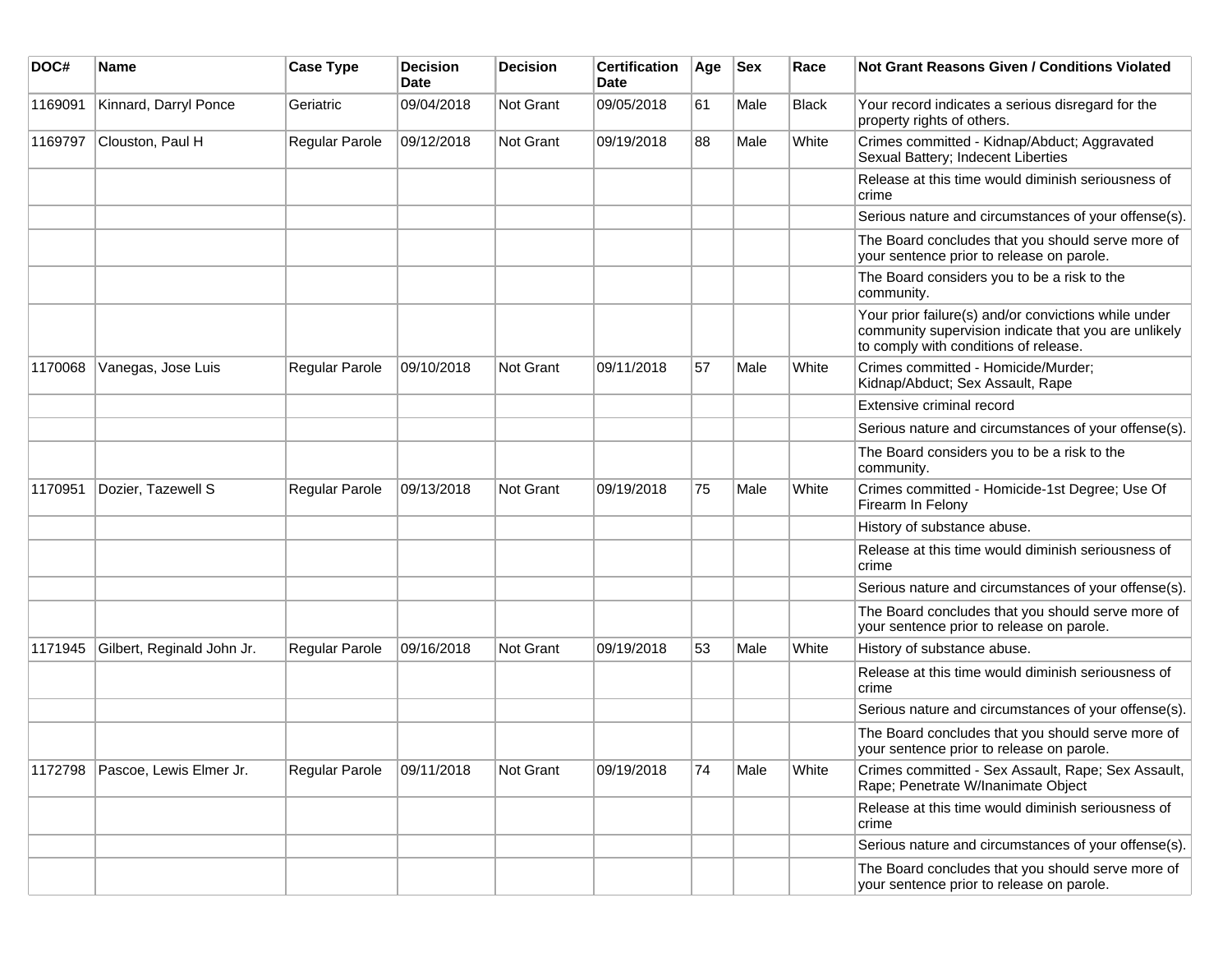| DOC# | Name | Case Type | Decision Date | Decision | Certification Date | Age | Sex | Race | Not Grant Reasons Given / Conditions Violated |
|---|---|---|---|---|---|---|---|---|---|
| 1169091 | Kinnard, Darryl Ponce | Geriatric | 09/04/2018 | Not Grant | 09/05/2018 | 61 | Male | Black | Your record indicates a serious disregard for the property rights of others. |
| 1169797 | Clouston, Paul H | Regular Parole | 09/12/2018 | Not Grant | 09/19/2018 | 88 | Male | White | Crimes committed - Kidnap/Abduct; Aggravated Sexual Battery; Indecent Liberties |
| | | | | | | | | | Release at this time would diminish seriousness of crime |
| | | | | | | | | | Serious nature and circumstances of your offense(s). |
| | | | | | | | | | The Board concludes that you should serve more of your sentence prior to release on parole. |
| | | | | | | | | | The Board considers you to be a risk to the community. |
| | | | | | | | | | Your prior failure(s) and/or convictions while under community supervision indicate that you are unlikely to comply with conditions of release. |
| 1170068 | Vanegas, Jose Luis | Regular Parole | 09/10/2018 | Not Grant | 09/11/2018 | 57 | Male | White | Crimes committed - Homicide/Murder; Kidnap/Abduct; Sex Assault, Rape |
| | | | | | | | | | Extensive criminal record |
| | | | | | | | | | Serious nature and circumstances of your offense(s). |
| | | | | | | | | | The Board considers you to be a risk to the community. |
| 1170951 | Dozier, Tazewell S | Regular Parole | 09/13/2018 | Not Grant | 09/19/2018 | 75 | Male | White | Crimes committed - Homicide-1st Degree; Use Of Firearm In Felony |
| | | | | | | | | | History of substance abuse. |
| | | | | | | | | | Release at this time would diminish seriousness of crime |
| | | | | | | | | | Serious nature and circumstances of your offense(s). |
| | | | | | | | | | The Board concludes that you should serve more of your sentence prior to release on parole. |
| 1171945 | Gilbert, Reginald John Jr. | Regular Parole | 09/16/2018 | Not Grant | 09/19/2018 | 53 | Male | White | History of substance abuse. |
| | | | | | | | | | Release at this time would diminish seriousness of crime |
| | | | | | | | | | Serious nature and circumstances of your offense(s). |
| | | | | | | | | | The Board concludes that you should serve more of your sentence prior to release on parole. |
| 1172798 | Pascoe, Lewis Elmer Jr. | Regular Parole | 09/11/2018 | Not Grant | 09/19/2018 | 74 | Male | White | Crimes committed - Sex Assault, Rape; Sex Assault, Rape; Penetrate W/Inanimate Object |
| | | | | | | | | | Release at this time would diminish seriousness of crime |
| | | | | | | | | | Serious nature and circumstances of your offense(s). |
| | | | | | | | | | The Board concludes that you should serve more of your sentence prior to release on parole. |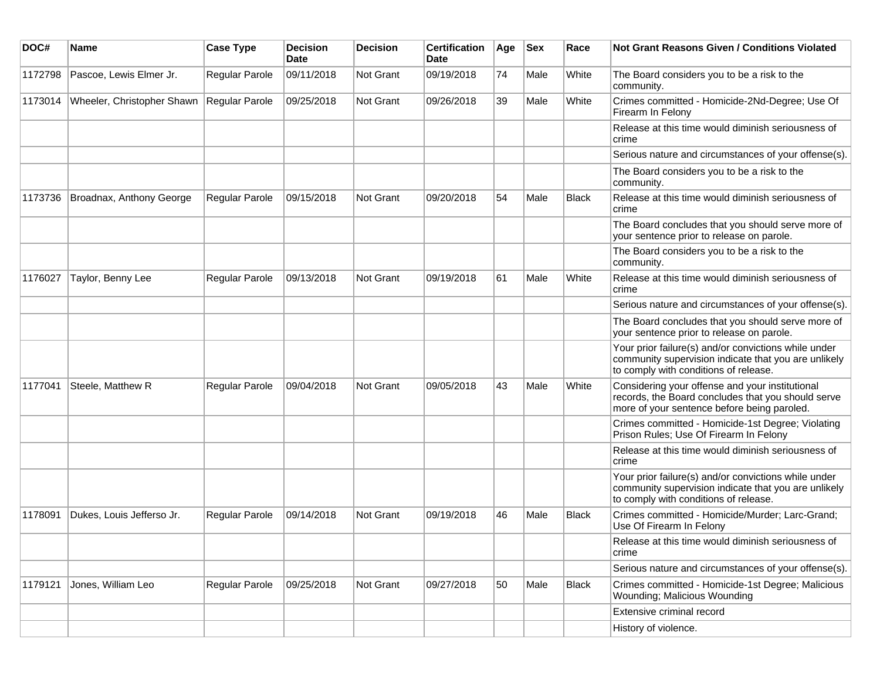| DOC# | Name | Case Type | Decision Date | Decision | Certification Date | Age | Sex | Race | Not Grant Reasons Given / Conditions Violated |
|---|---|---|---|---|---|---|---|---|---|
| 1172798 | Pascoe, Lewis Elmer Jr. | Regular Parole | 09/11/2018 | Not Grant | 09/19/2018 | 74 | Male | White | The Board considers you to be a risk to the community. |
| 1173014 | Wheeler, Christopher Shawn | Regular Parole | 09/25/2018 | Not Grant | 09/26/2018 | 39 | Male | White | Crimes committed - Homicide-2Nd-Degree; Use Of Firearm In Felony |
| | | | | | | | | | Release at this time would diminish seriousness of crime |
| | | | | | | | | | Serious nature and circumstances of your offense(s). |
| | | | | | | | | | The Board considers you to be a risk to the community. |
| 1173736 | Broadnax, Anthony George | Regular Parole | 09/15/2018 | Not Grant | 09/20/2018 | 54 | Male | Black | Release at this time would diminish seriousness of crime |
| | | | | | | | | | The Board concludes that you should serve more of your sentence prior to release on parole. |
| | | | | | | | | | The Board considers you to be a risk to the community. |
| 1176027 | Taylor, Benny Lee | Regular Parole | 09/13/2018 | Not Grant | 09/19/2018 | 61 | Male | White | Release at this time would diminish seriousness of crime |
| | | | | | | | | | Serious nature and circumstances of your offense(s). |
| | | | | | | | | | The Board concludes that you should serve more of your sentence prior to release on parole. |
| | | | | | | | | | Your prior failure(s) and/or convictions while under community supervision indicate that you are unlikely to comply with conditions of release. |
| 1177041 | Steele, Matthew R | Regular Parole | 09/04/2018 | Not Grant | 09/05/2018 | 43 | Male | White | Considering your offense and your institutional records, the Board concludes that you should serve more of your sentence before being paroled. |
| | | | | | | | | | Crimes committed - Homicide-1st Degree; Violating Prison Rules; Use Of Firearm In Felony |
| | | | | | | | | | Release at this time would diminish seriousness of crime |
| | | | | | | | | | Your prior failure(s) and/or convictions while under community supervision indicate that you are unlikely to comply with conditions of release. |
| 1178091 | Dukes, Louis Jefferso Jr. | Regular Parole | 09/14/2018 | Not Grant | 09/19/2018 | 46 | Male | Black | Crimes committed - Homicide/Murder; Larc-Grand; Use Of Firearm In Felony |
| | | | | | | | | | Release at this time would diminish seriousness of crime |
| | | | | | | | | | Serious nature and circumstances of your offense(s). |
| 1179121 | Jones, William Leo | Regular Parole | 09/25/2018 | Not Grant | 09/27/2018 | 50 | Male | Black | Crimes committed - Homicide-1st Degree; Malicious Wounding; Malicious Wounding |
| | | | | | | | | | Extensive criminal record |
| | | | | | | | | | History of violence. |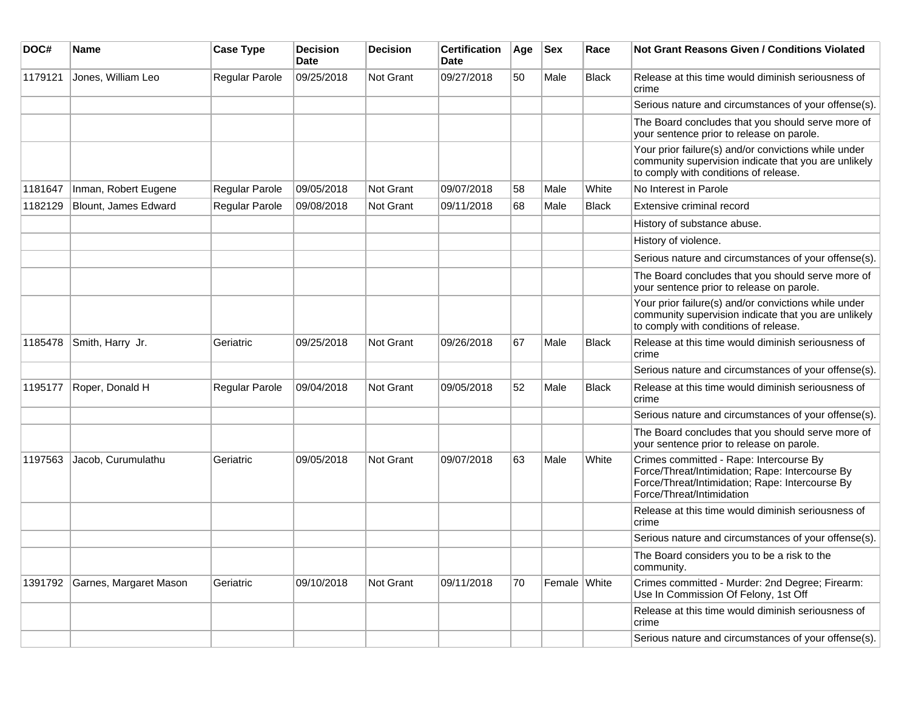| DOC# | Name | Case Type | Decision Date | Decision | Certification Date | Age | Sex | Race | Not Grant Reasons Given / Conditions Violated |
|---|---|---|---|---|---|---|---|---|---|
| 1179121 | Jones, William Leo | Regular Parole | 09/25/2018 | Not Grant | 09/27/2018 | 50 | Male | Black | Release at this time would diminish seriousness of crime |
| | | | | | | | | | Serious nature and circumstances of your offense(s). |
| | | | | | | | | | The Board concludes that you should serve more of your sentence prior to release on parole. |
| | | | | | | | | | Your prior failure(s) and/or convictions while under community supervision indicate that you are unlikely to comply with conditions of release. |
| 1181647 | Inman, Robert Eugene | Regular Parole | 09/05/2018 | Not Grant | 09/07/2018 | 58 | Male | White | No Interest in Parole |
| 1182129 | Blount, James Edward | Regular Parole | 09/08/2018 | Not Grant | 09/11/2018 | 68 | Male | Black | Extensive criminal record |
| | | | | | | | | | History of substance abuse. |
| | | | | | | | | | History of violence. |
| | | | | | | | | | Serious nature and circumstances of your offense(s). |
| | | | | | | | | | The Board concludes that you should serve more of your sentence prior to release on parole. |
| | | | | | | | | | Your prior failure(s) and/or convictions while under community supervision indicate that you are unlikely to comply with conditions of release. |
| 1185478 | Smith, Harry Jr. | Geriatric | 09/25/2018 | Not Grant | 09/26/2018 | 67 | Male | Black | Release at this time would diminish seriousness of crime |
| | | | | | | | | | Serious nature and circumstances of your offense(s). |
| 1195177 | Roper, Donald H | Regular Parole | 09/04/2018 | Not Grant | 09/05/2018 | 52 | Male | Black | Release at this time would diminish seriousness of crime |
| | | | | | | | | | Serious nature and circumstances of your offense(s). |
| | | | | | | | | | The Board concludes that you should serve more of your sentence prior to release on parole. |
| 1197563 | Jacob, Curumulathu | Geriatric | 09/05/2018 | Not Grant | 09/07/2018 | 63 | Male | White | Crimes committed - Rape: Intercourse By Force/Threat/Intimidation; Rape: Intercourse By Force/Threat/Intimidation; Rape: Intercourse By Force/Threat/Intimidation |
| | | | | | | | | | Release at this time would diminish seriousness of crime |
| | | | | | | | | | Serious nature and circumstances of your offense(s). |
| | | | | | | | | | The Board considers you to be a risk to the community. |
| 1391792 | Garnes, Margaret Mason | Geriatric | 09/10/2018 | Not Grant | 09/11/2018 | 70 | Female | White | Crimes committed - Murder: 2nd Degree; Firearm: Use In Commission Of Felony, 1st Off |
| | | | | | | | | | Release at this time would diminish seriousness of crime |
| | | | | | | | | | Serious nature and circumstances of your offense(s). |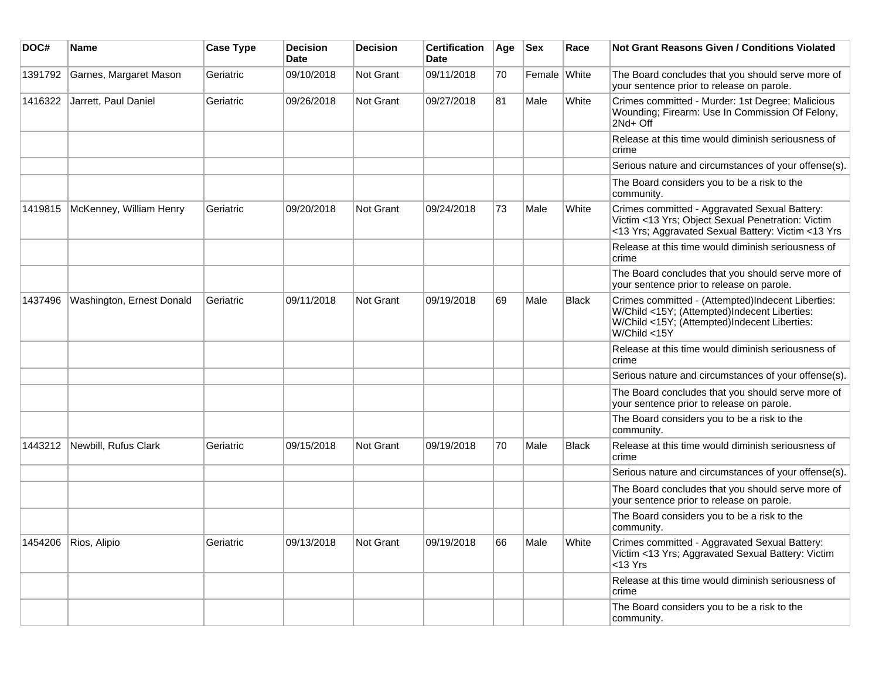| DOC# | Name | Case Type | Decision Date | Decision | Certification Date | Age | Sex | Race | Not Grant Reasons Given / Conditions Violated |
|---|---|---|---|---|---|---|---|---|---|
| 1391792 | Garnes, Margaret Mason | Geriatric | 09/10/2018 | Not Grant | 09/11/2018 | 70 | Female | White | The Board concludes that you should serve more of your sentence prior to release on parole. |
| 1416322 | Jarrett, Paul Daniel | Geriatric | 09/26/2018 | Not Grant | 09/27/2018 | 81 | Male | White | Crimes committed - Murder: 1st Degree; Malicious Wounding; Firearm: Use In Commission Of Felony, 2Nd+ Off |
| | | | | | | | | | Release at this time would diminish seriousness of crime |
| | | | | | | | | | Serious nature and circumstances of your offense(s). |
| | | | | | | | | | The Board considers you to be a risk to the community. |
| 1419815 | McKenney, William Henry | Geriatric | 09/20/2018 | Not Grant | 09/24/2018 | 73 | Male | White | Crimes committed - Aggravated Sexual Battery: Victim <13 Yrs; Object Sexual Penetration: Victim <13 Yrs; Aggravated Sexual Battery: Victim <13 Yrs |
| | | | | | | | | | Release at this time would diminish seriousness of crime |
| | | | | | | | | | The Board concludes that you should serve more of your sentence prior to release on parole. |
| 1437496 | Washington, Ernest Donald | Geriatric | 09/11/2018 | Not Grant | 09/19/2018 | 69 | Male | Black | Crimes committed - (Attempted)Indecent Liberties: W/Child <15Y; (Attempted)Indecent Liberties: W/Child <15Y; (Attempted)Indecent Liberties: W/Child <15Y |
| | | | | | | | | | Release at this time would diminish seriousness of crime |
| | | | | | | | | | Serious nature and circumstances of your offense(s). |
| | | | | | | | | | The Board concludes that you should serve more of your sentence prior to release on parole. |
| | | | | | | | | | The Board considers you to be a risk to the community. |
| 1443212 | Newbill, Rufus Clark | Geriatric | 09/15/2018 | Not Grant | 09/19/2018 | 70 | Male | Black | Release at this time would diminish seriousness of crime |
| | | | | | | | | | Serious nature and circumstances of your offense(s). |
| | | | | | | | | | The Board concludes that you should serve more of your sentence prior to release on parole. |
| | | | | | | | | | The Board considers you to be a risk to the community. |
| 1454206 | Rios, Alipio | Geriatric | 09/13/2018 | Not Grant | 09/19/2018 | 66 | Male | White | Crimes committed - Aggravated Sexual Battery: Victim <13 Yrs; Aggravated Sexual Battery: Victim <13 Yrs |
| | | | | | | | | | Release at this time would diminish seriousness of crime |
| | | | | | | | | | The Board considers you to be a risk to the community. |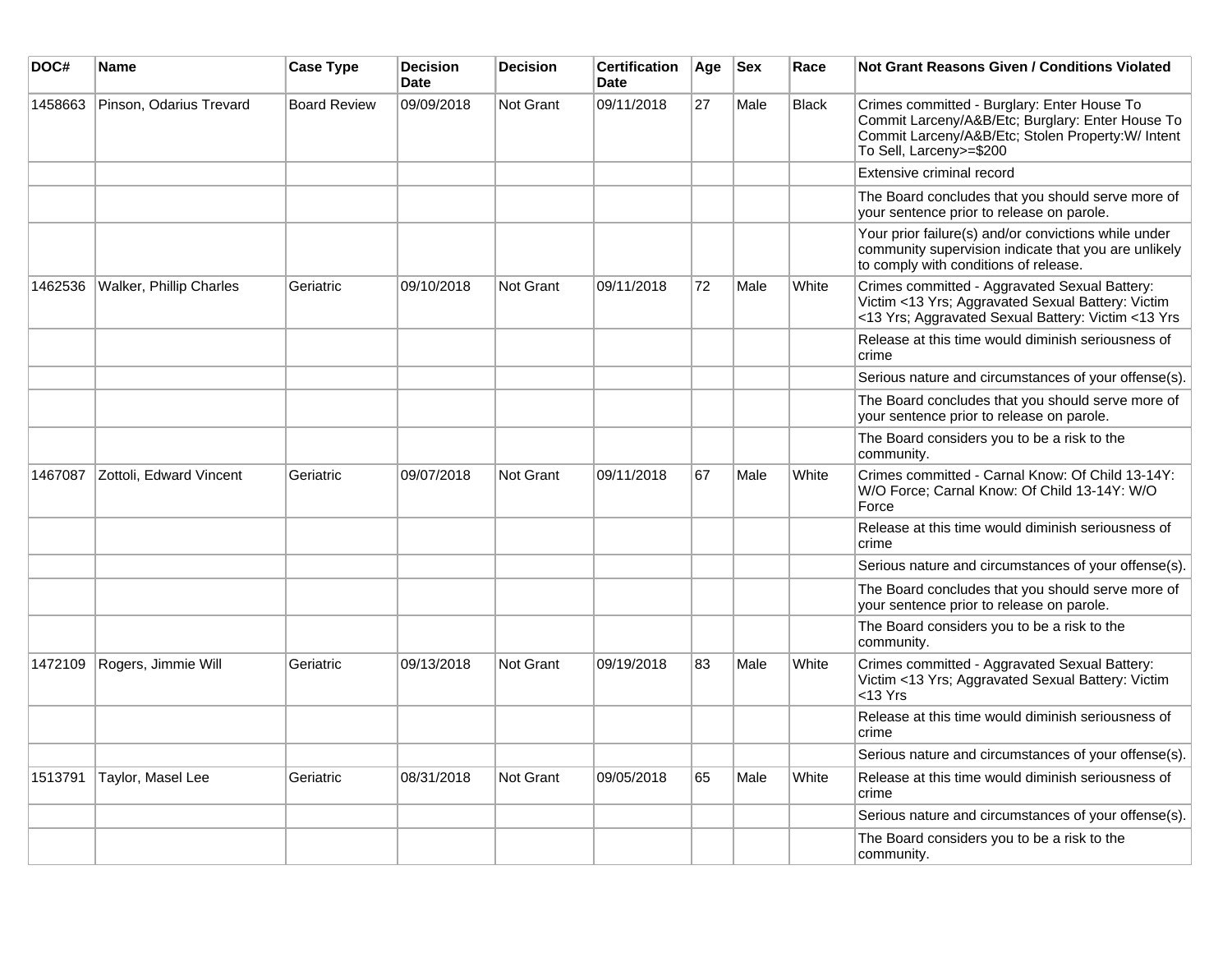| DOC# | Name | Case Type | Decision Date | Decision | Certification Date | Age | Sex | Race | Not Grant Reasons Given / Conditions Violated |
|---|---|---|---|---|---|---|---|---|---|
| 1458663 | Pinson, Odarius Trevard | Board Review | 09/09/2018 | Not Grant | 09/11/2018 | 27 | Male | Black | Crimes committed - Burglary: Enter House To Commit Larceny/A&B/Etc; Burglary: Enter House To Commit Larceny/A&B/Etc; Stolen Property:W/ Intent To Sell, Larceny>=$200 |
| | | | | | | | | | Extensive criminal record |
| | | | | | | | | | The Board concludes that you should serve more of your sentence prior to release on parole. |
| | | | | | | | | | Your prior failure(s) and/or convictions while under community supervision indicate that you are unlikely to comply with conditions of release. |
| 1462536 | Walker, Phillip Charles | Geriatric | 09/10/2018 | Not Grant | 09/11/2018 | 72 | Male | White | Crimes committed - Aggravated Sexual Battery: Victim <13 Yrs; Aggravated Sexual Battery: Victim <13 Yrs; Aggravated Sexual Battery: Victim <13 Yrs |
| | | | | | | | | | Release at this time would diminish seriousness of crime |
| | | | | | | | | | Serious nature and circumstances of your offense(s). |
| | | | | | | | | | The Board concludes that you should serve more of your sentence prior to release on parole. |
| | | | | | | | | | The Board considers you to be a risk to the community. |
| 1467087 | Zottoli, Edward Vincent | Geriatric | 09/07/2018 | Not Grant | 09/11/2018 | 67 | Male | White | Crimes committed - Carnal Know: Of Child 13-14Y: W/O Force; Carnal Know: Of Child 13-14Y: W/O Force |
| | | | | | | | | | Release at this time would diminish seriousness of crime |
| | | | | | | | | | Serious nature and circumstances of your offense(s). |
| | | | | | | | | | The Board concludes that you should serve more of your sentence prior to release on parole. |
| | | | | | | | | | The Board considers you to be a risk to the community. |
| 1472109 | Rogers, Jimmie Will | Geriatric | 09/13/2018 | Not Grant | 09/19/2018 | 83 | Male | White | Crimes committed - Aggravated Sexual Battery: Victim <13 Yrs; Aggravated Sexual Battery: Victim <13 Yrs |
| | | | | | | | | | Release at this time would diminish seriousness of crime |
| | | | | | | | | | Serious nature and circumstances of your offense(s). |
| 1513791 | Taylor, Masel Lee | Geriatric | 08/31/2018 | Not Grant | 09/05/2018 | 65 | Male | White | Release at this time would diminish seriousness of crime |
| | | | | | | | | | Serious nature and circumstances of your offense(s). |
| | | | | | | | | | The Board considers you to be a risk to the community. |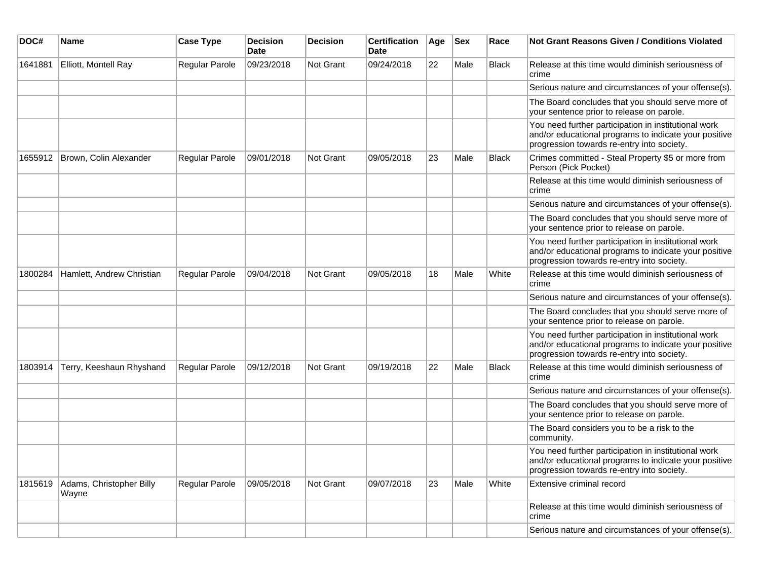| DOC# | Name | Case Type | Decision Date | Decision | Certification Date | Age | Sex | Race | Not Grant Reasons Given / Conditions Violated |
|---|---|---|---|---|---|---|---|---|---|
| 1641881 | Elliott, Montell Ray | Regular Parole | 09/23/2018 | Not Grant | 09/24/2018 | 22 | Male | Black | Release at this time would diminish seriousness of crime |
| | | | | | | | | | Serious nature and circumstances of your offense(s). |
| | | | | | | | | | The Board concludes that you should serve more of your sentence prior to release on parole. |
| | | | | | | | | | You need further participation in institutional work and/or educational programs to indicate your positive progression towards re-entry into society. |
| 1655912 | Brown, Colin Alexander | Regular Parole | 09/01/2018 | Not Grant | 09/05/2018 | 23 | Male | Black | Crimes committed - Steal Property $5 or more from Person (Pick Pocket) |
| | | | | | | | | | Release at this time would diminish seriousness of crime |
| | | | | | | | | | Serious nature and circumstances of your offense(s). |
| | | | | | | | | | The Board concludes that you should serve more of your sentence prior to release on parole. |
| | | | | | | | | | You need further participation in institutional work and/or educational programs to indicate your positive progression towards re-entry into society. |
| 1800284 | Hamlett, Andrew Christian | Regular Parole | 09/04/2018 | Not Grant | 09/05/2018 | 18 | Male | White | Release at this time would diminish seriousness of crime |
| | | | | | | | | | Serious nature and circumstances of your offense(s). |
| | | | | | | | | | The Board concludes that you should serve more of your sentence prior to release on parole. |
| | | | | | | | | | You need further participation in institutional work and/or educational programs to indicate your positive progression towards re-entry into society. |
| 1803914 | Terry, Keeshaun Rhyshand | Regular Parole | 09/12/2018 | Not Grant | 09/19/2018 | 22 | Male | Black | Release at this time would diminish seriousness of crime |
| | | | | | | | | | Serious nature and circumstances of your offense(s). |
| | | | | | | | | | The Board concludes that you should serve more of your sentence prior to release on parole. |
| | | | | | | | | | The Board considers you to be a risk to the community. |
| | | | | | | | | | You need further participation in institutional work and/or educational programs to indicate your positive progression towards re-entry into society. |
| 1815619 | Adams, Christopher Billy Wayne | Regular Parole | 09/05/2018 | Not Grant | 09/07/2018 | 23 | Male | White | Extensive criminal record |
| | | | | | | | | | Release at this time would diminish seriousness of crime |
| | | | | | | | | | Serious nature and circumstances of your offense(s). |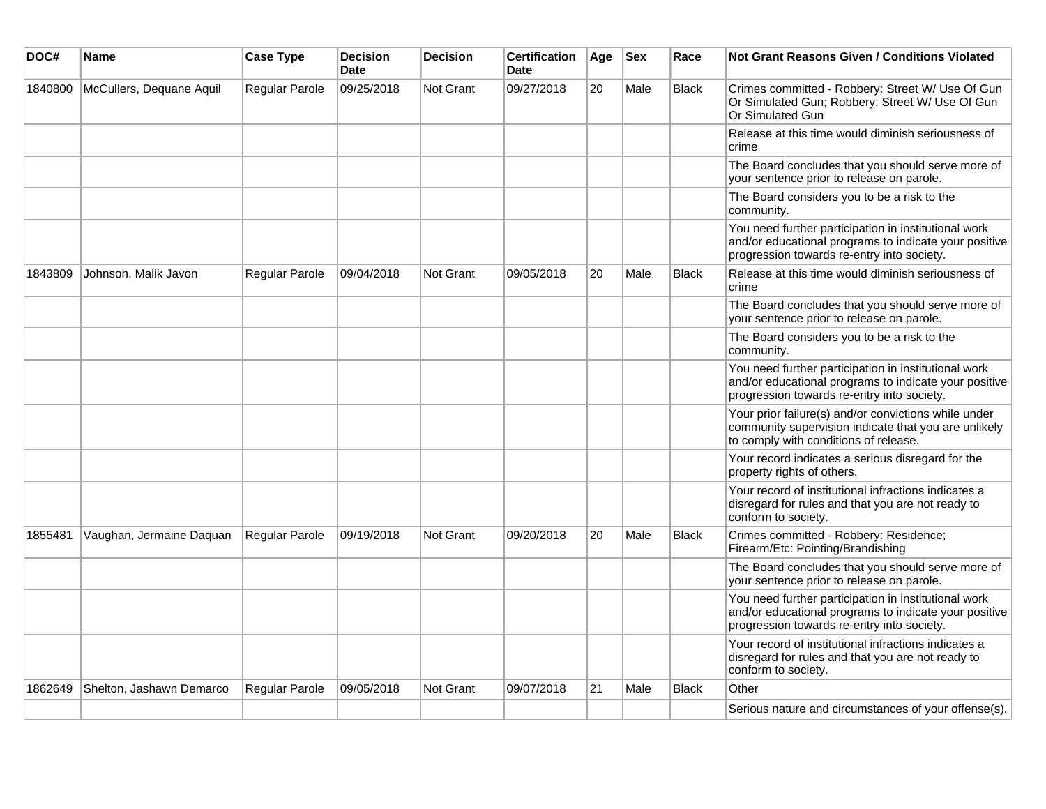| DOC# | Name | Case Type | Decision Date | Decision | Certification Date | Age | Sex | Race | Not Grant Reasons Given / Conditions Violated |
|---|---|---|---|---|---|---|---|---|---|
| 1840800 | McCullers, Dequane Aquil | Regular Parole | 09/25/2018 | Not Grant | 09/27/2018 | 20 | Male | Black | Crimes committed - Robbery: Street W/ Use Of Gun Or Simulated Gun; Robbery: Street W/ Use Of Gun Or Simulated Gun |
| | | | | | | | | | Release at this time would diminish seriousness of crime |
| | | | | | | | | | The Board concludes that you should serve more of your sentence prior to release on parole. |
| | | | | | | | | | The Board considers you to be a risk to the community. |
| | | | | | | | | | You need further participation in institutional work and/or educational programs to indicate your positive progression towards re-entry into society. |
| 1843809 | Johnson, Malik Javon | Regular Parole | 09/04/2018 | Not Grant | 09/05/2018 | 20 | Male | Black | Release at this time would diminish seriousness of crime |
| | | | | | | | | | The Board concludes that you should serve more of your sentence prior to release on parole. |
| | | | | | | | | | The Board considers you to be a risk to the community. |
| | | | | | | | | | You need further participation in institutional work and/or educational programs to indicate your positive progression towards re-entry into society. |
| | | | | | | | | | Your prior failure(s) and/or convictions while under community supervision indicate that you are unlikely to comply with conditions of release. |
| | | | | | | | | | Your record indicates a serious disregard for the property rights of others. |
| | | | | | | | | | Your record of institutional infractions indicates a disregard for rules and that you are not ready to conform to society. |
| 1855481 | Vaughan, Jermaine Daquan | Regular Parole | 09/19/2018 | Not Grant | 09/20/2018 | 20 | Male | Black | Crimes committed - Robbery: Residence; Firearm/Etc: Pointing/Brandishing |
| | | | | | | | | | The Board concludes that you should serve more of your sentence prior to release on parole. |
| | | | | | | | | | You need further participation in institutional work and/or educational programs to indicate your positive progression towards re-entry into society. |
| | | | | | | | | | Your record of institutional infractions indicates a disregard for rules and that you are not ready to conform to society. |
| 1862649 | Shelton, Jashawn Demarco | Regular Parole | 09/05/2018 | Not Grant | 09/07/2018 | 21 | Male | Black | Other |
| | | | | | | | | | Serious nature and circumstances of your offense(s). |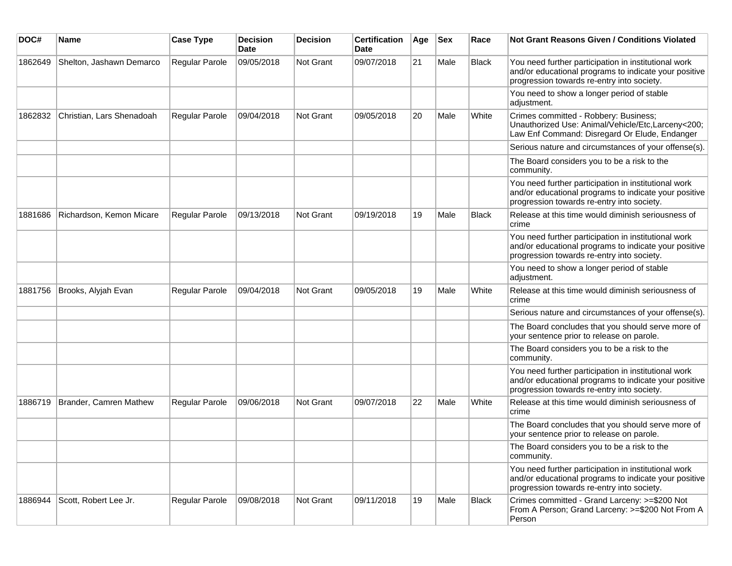| DOC# | Name | Case Type | Decision Date | Decision | Certification Date | Age | Sex | Race | Not Grant Reasons Given / Conditions Violated |
|---|---|---|---|---|---|---|---|---|---|
| 1862649 | Shelton, Jashawn Demarco | Regular Parole | 09/05/2018 | Not Grant | 09/07/2018 | 21 | Male | Black | You need further participation in institutional work and/or educational programs to indicate your positive progression towards re-entry into society. |
| | | | | | | | | | You need to show a longer period of stable adjustment. |
| 1862832 | Christian, Lars Shenadoah | Regular Parole | 09/04/2018 | Not Grant | 09/05/2018 | 20 | Male | White | Crimes committed - Robbery: Business; Unauthorized Use: Animal/Vehicle/Etc,Larceny<200; Law Enf Command: Disregard Or Elude, Endanger |
| | | | | | | | | | Serious nature and circumstances of your offense(s). |
| | | | | | | | | | The Board considers you to be a risk to the community. |
| | | | | | | | | | You need further participation in institutional work and/or educational programs to indicate your positive progression towards re-entry into society. |
| 1881686 | Richardson, Kemon Micare | Regular Parole | 09/13/2018 | Not Grant | 09/19/2018 | 19 | Male | Black | Release at this time would diminish seriousness of crime |
| | | | | | | | | | You need further participation in institutional work and/or educational programs to indicate your positive progression towards re-entry into society. |
| | | | | | | | | | You need to show a longer period of stable adjustment. |
| 1881756 | Brooks, Alyjah Evan | Regular Parole | 09/04/2018 | Not Grant | 09/05/2018 | 19 | Male | White | Release at this time would diminish seriousness of crime |
| | | | | | | | | | Serious nature and circumstances of your offense(s). |
| | | | | | | | | | The Board concludes that you should serve more of your sentence prior to release on parole. |
| | | | | | | | | | The Board considers you to be a risk to the community. |
| | | | | | | | | | You need further participation in institutional work and/or educational programs to indicate your positive progression towards re-entry into society. |
| 1886719 | Brander, Camren Mathew | Regular Parole | 09/06/2018 | Not Grant | 09/07/2018 | 22 | Male | White | Release at this time would diminish seriousness of crime |
| | | | | | | | | | The Board concludes that you should serve more of your sentence prior to release on parole. |
| | | | | | | | | | The Board considers you to be a risk to the community. |
| | | | | | | | | | You need further participation in institutional work and/or educational programs to indicate your positive progression towards re-entry into society. |
| 1886944 | Scott, Robert Lee Jr. | Regular Parole | 09/08/2018 | Not Grant | 09/11/2018 | 19 | Male | Black | Crimes committed - Grand Larceny: >=$200 Not From A Person; Grand Larceny: >=$200 Not From A Person |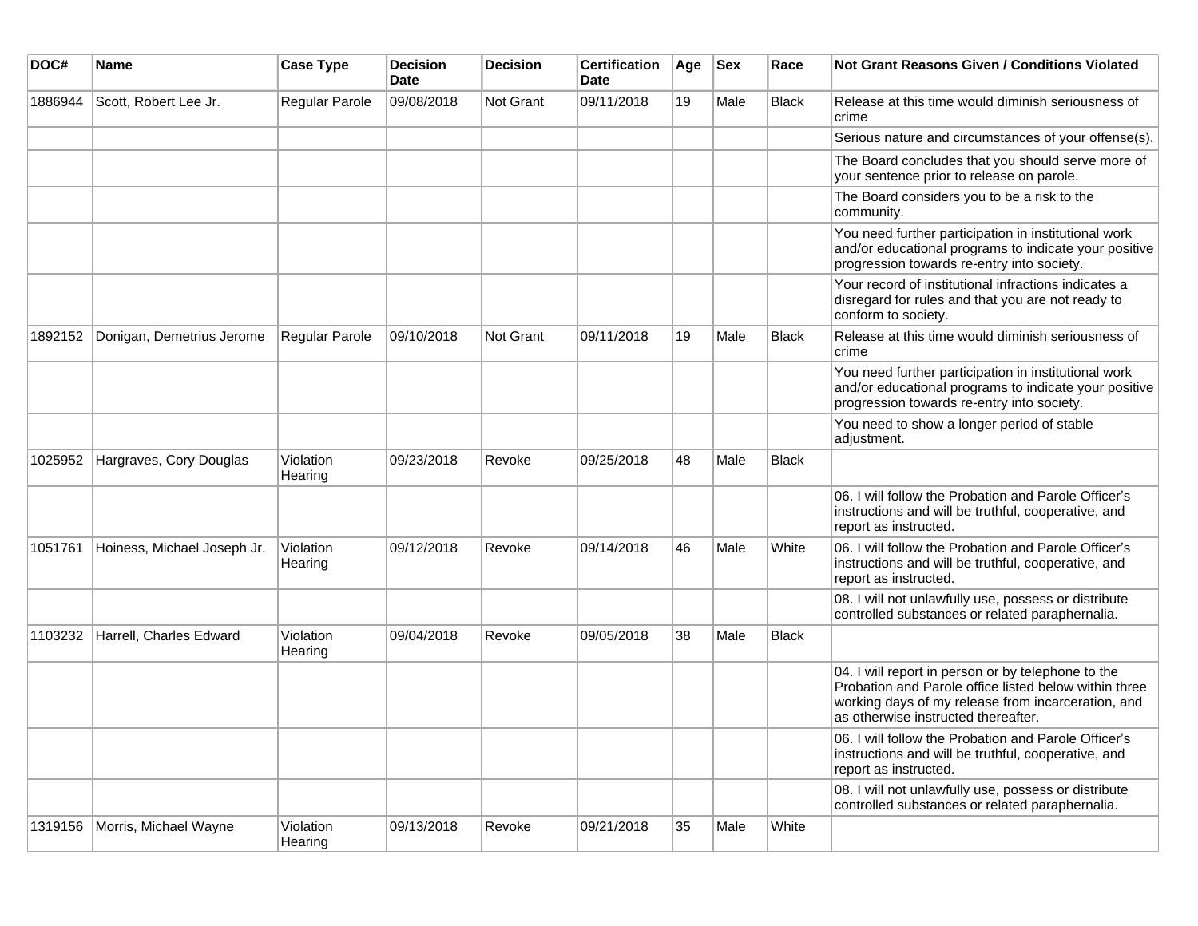| DOC# | Name | Case Type | Decision Date | Decision | Certification Date | Age | Sex | Race | Not Grant Reasons Given / Conditions Violated |
|---|---|---|---|---|---|---|---|---|---|
| 1886944 | Scott, Robert Lee Jr. | Regular Parole | 09/08/2018 | Not Grant | 09/11/2018 | 19 | Male | Black | Release at this time would diminish seriousness of crime |
| | | | | | | | | | Serious nature and circumstances of your offense(s). |
| | | | | | | | | | The Board concludes that you should serve more of your sentence prior to release on parole. |
| | | | | | | | | | The Board considers you to be a risk to the community. |
| | | | | | | | | | You need further participation in institutional work and/or educational programs to indicate your positive progression towards re-entry into society. |
| | | | | | | | | | Your record of institutional infractions indicates a disregard for rules and that you are not ready to conform to society. |
| 1892152 | Donigan, Demetrius Jerome | Regular Parole | 09/10/2018 | Not Grant | 09/11/2018 | 19 | Male | Black | Release at this time would diminish seriousness of crime |
| | | | | | | | | | You need further participation in institutional work and/or educational programs to indicate your positive progression towards re-entry into society. |
| | | | | | | | | | You need to show a longer period of stable adjustment. |
| 1025952 | Hargraves, Cory Douglas | Violation Hearing | 09/23/2018 | Revoke | 09/25/2018 | 48 | Male | Black | |
| | | | | | | | | | 06. I will follow the Probation and Parole Officer's instructions and will be truthful, cooperative, and report as instructed. |
| 1051761 | Hoiness, Michael Joseph Jr. | Violation Hearing | 09/12/2018 | Revoke | 09/14/2018 | 46 | Male | White | 06. I will follow the Probation and Parole Officer's instructions and will be truthful, cooperative, and report as instructed. |
| | | | | | | | | | 08. I will not unlawfully use, possess or distribute controlled substances or related paraphernalia. |
| 1103232 | Harrell, Charles Edward | Violation Hearing | 09/04/2018 | Revoke | 09/05/2018 | 38 | Male | Black | |
| | | | | | | | | | 04. I will report in person or by telephone to the Probation and Parole office listed below within three working days of my release from incarceration, and as otherwise instructed thereafter. |
| | | | | | | | | | 06. I will follow the Probation and Parole Officer's instructions and will be truthful, cooperative, and report as instructed. |
| | | | | | | | | | 08. I will not unlawfully use, possess or distribute controlled substances or related paraphernalia. |
| 1319156 | Morris, Michael Wayne | Violation Hearing | 09/13/2018 | Revoke | 09/21/2018 | 35 | Male | White | |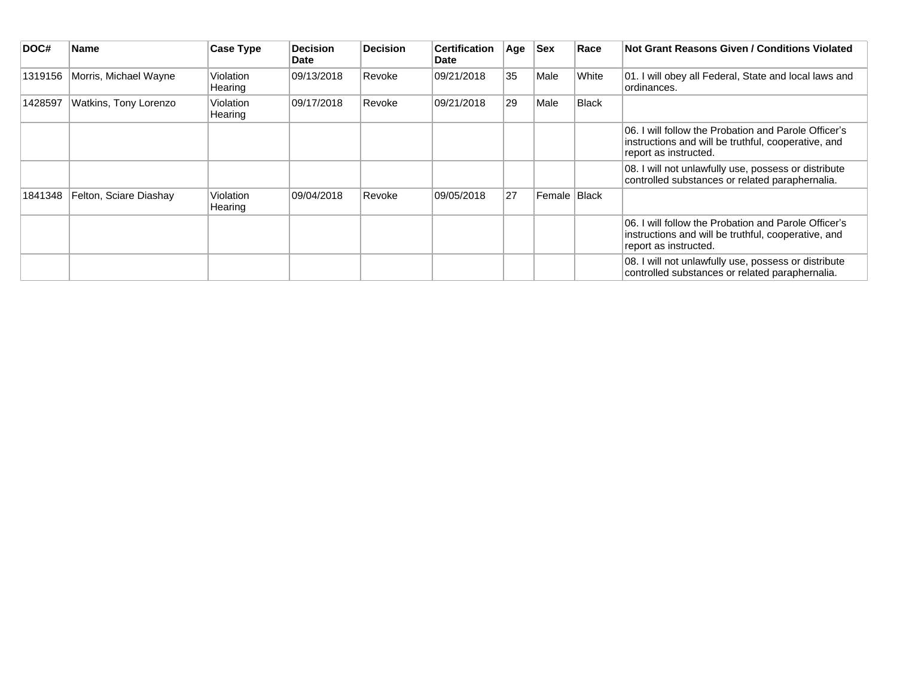| DOC# | Name | Case Type | Decision Date | Decision | Certification Date | Age | Sex | Race | Not Grant Reasons Given / Conditions Violated |
|---|---|---|---|---|---|---|---|---|---|
| 1319156 | Morris, Michael Wayne | Violation Hearing | 09/13/2018 | Revoke | 09/21/2018 | 35 | Male | White | 01. I will obey all Federal, State and local laws and ordinances. |
| 1428597 | Watkins, Tony Lorenzo | Violation Hearing | 09/17/2018 | Revoke | 09/21/2018 | 29 | Male | Black | |
| | | | | | | | | | 06. I will follow the Probation and Parole Officer's instructions and will be truthful, cooperative, and report as instructed. |
| | | | | | | | | | 08. I will not unlawfully use, possess or distribute controlled substances or related paraphernalia. |
| 1841348 | Felton, Sciare Diashay | Violation Hearing | 09/04/2018 | Revoke | 09/05/2018 | 27 | Female | Black | |
| | | | | | | | | | 06. I will follow the Probation and Parole Officer's instructions and will be truthful, cooperative, and report as instructed. |
| | | | | | | | | | 08. I will not unlawfully use, possess or distribute controlled substances or related paraphernalia. |